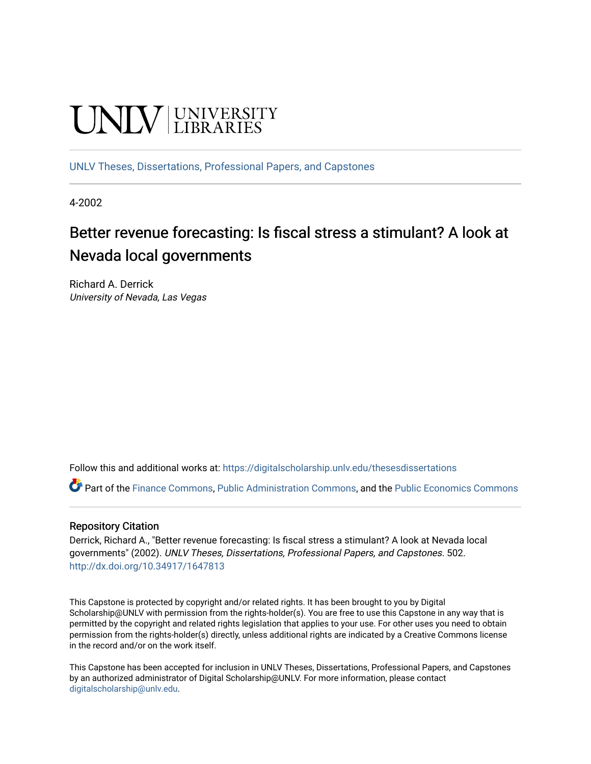UNLV | UNIVERSITY LIBRARIES

UNLV Theses, Dissertations, Professional Papers, and Capstones

4-2002

# Better revenue forecasting: Is fiscal stress a stimulant? A look at Nevada local governments

Richard A. Derrick
*University of Nevada, Las Vegas*

Follow this and additional works at: https://digitalscholarship.unlv.edu/thesesdissertations

Part of the Finance Commons, Public Administration Commons, and the Public Economics Commons

## Repository Citation

Derrick, Richard A., "Better revenue forecasting: Is fiscal stress a stimulant? A look at Nevada local governments" (2002). *UNLV Theses, Dissertations, Professional Papers, and Capstones*. 502.
http://dx.doi.org/10.34917/1647813

This Capstone is protected by copyright and/or related rights. It has been brought to you by Digital Scholarship@UNLV with permission from the rights-holder(s). You are free to use this Capstone in any way that is permitted by the copyright and related rights legislation that applies to your use. For other uses you need to obtain permission from the rights-holder(s) directly, unless additional rights are indicated by a Creative Commons license in the record and/or on the work itself.

This Capstone has been accepted for inclusion in UNLV Theses, Dissertations, Professional Papers, and Capstones by an authorized administrator of Digital Scholarship@UNLV. For more information, please contact digitalscholarship@unlv.edu.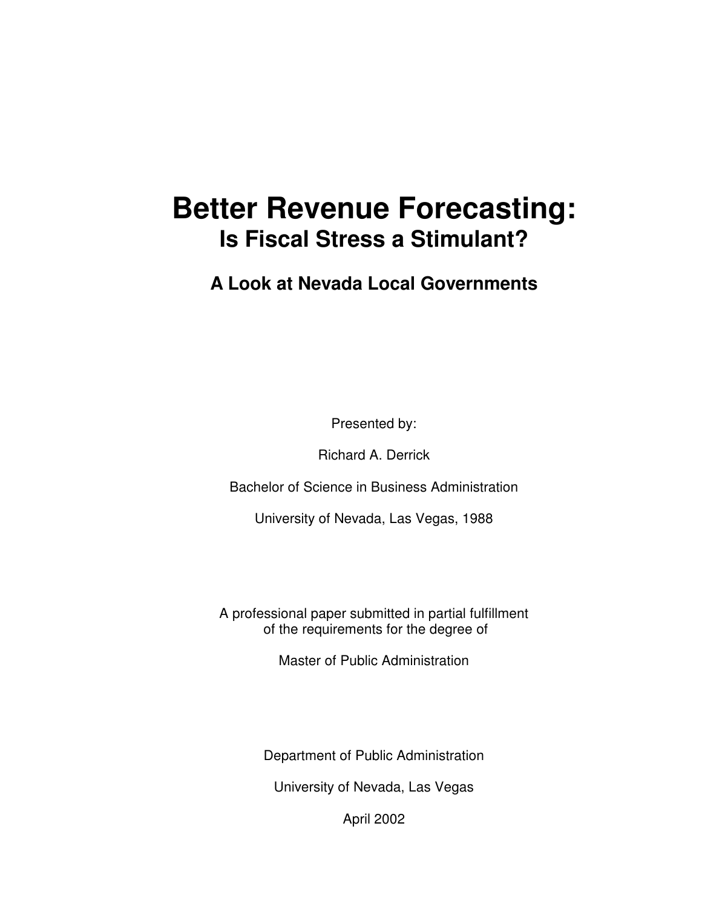# Better Revenue Forecasting:

## Is Fiscal Stress a Stimulant?

### A Look at Nevada Local Governments

Presented by:

Richard A. Derrick

Bachelor of Science in Business Administration

University of Nevada, Las Vegas, 1988

A professional paper submitted in partial fulfillment
of the requirements for the degree of

Master of Public Administration

Department of Public Administration

University of Nevada, Las Vegas

April 2002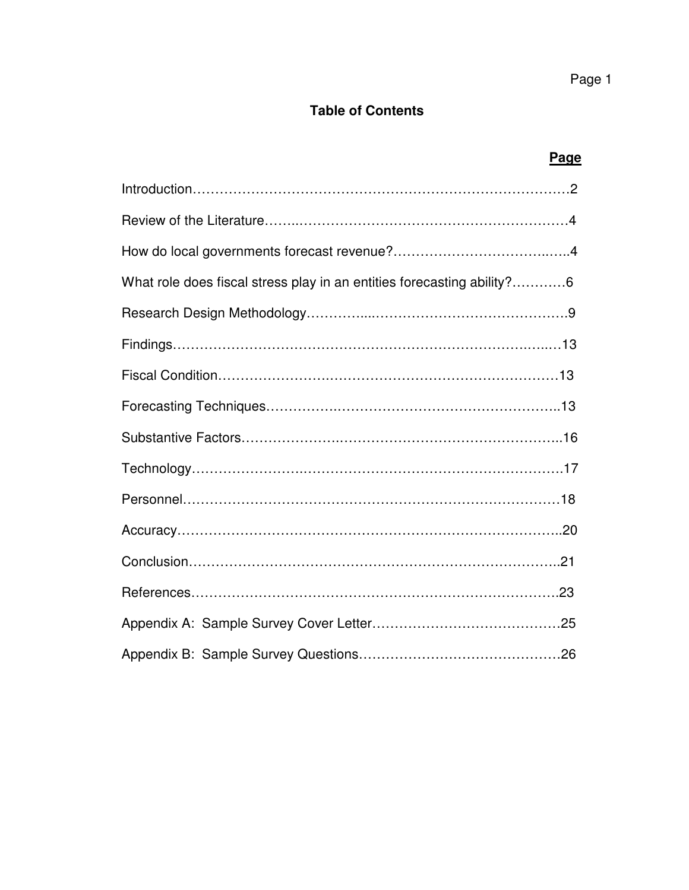## Table of Contents

| | Page |
|---|---|
| Introduction | 2 |
| Review of the Literature | 4 |
| How do local governments forecast revenue? | 4 |
| What role does fiscal stress play in an entities forecasting ability? | 6 |
| Research Design Methodology | 9 |
| Findings | 13 |
| Fiscal Condition | 13 |
| Forecasting Techniques | 13 |
| Substantive Factors | 16 |
| Technology | 17 |
| Personnel | 18 |
| Accuracy | 20 |
| Conclusion | 21 |
| References | 23 |
| Appendix A: Sample Survey Cover Letter | 25 |
| Appendix B: Sample Survey Questions | 26 |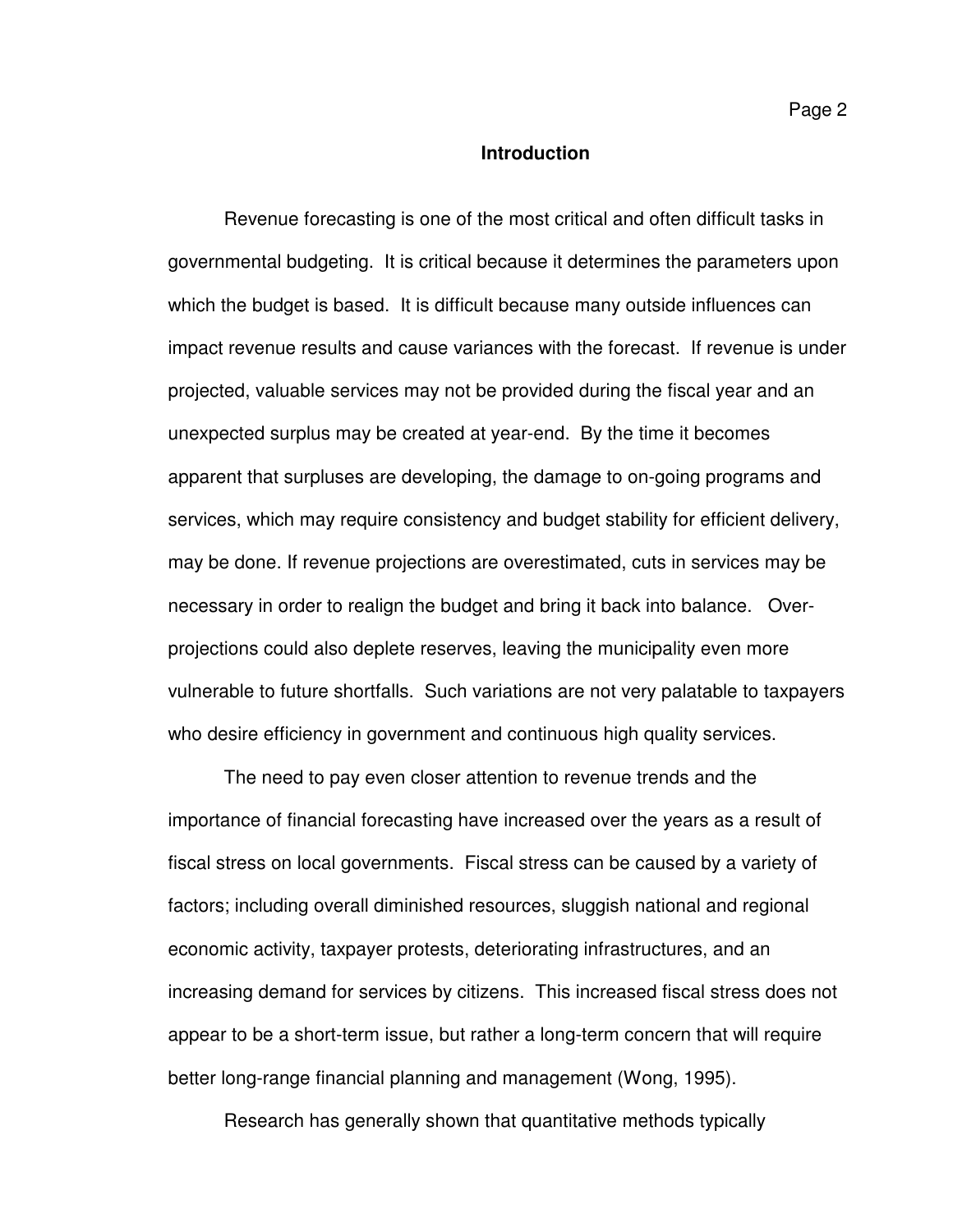## Introduction

Revenue forecasting is one of the most critical and often difficult tasks in governmental budgeting. It is critical because it determines the parameters upon which the budget is based. It is difficult because many outside influences can impact revenue results and cause variances with the forecast. If revenue is under projected, valuable services may not be provided during the fiscal year and an unexpected surplus may be created at year-end. By the time it becomes apparent that surpluses are developing, the damage to on-going programs and services, which may require consistency and budget stability for efficient delivery, may be done. If revenue projections are overestimated, cuts in services may be necessary in order to realign the budget and bring it back into balance. Over-projections could also deplete reserves, leaving the municipality even more vulnerable to future shortfalls. Such variations are not very palatable to taxpayers who desire efficiency in government and continuous high quality services.

The need to pay even closer attention to revenue trends and the importance of financial forecasting have increased over the years as a result of fiscal stress on local governments. Fiscal stress can be caused by a variety of factors; including overall diminished resources, sluggish national and regional economic activity, taxpayer protests, deteriorating infrastructures, and an increasing demand for services by citizens. This increased fiscal stress does not appear to be a short-term issue, but rather a long-term concern that will require better long-range financial planning and management (Wong, 1995).

Research has generally shown that quantitative methods typically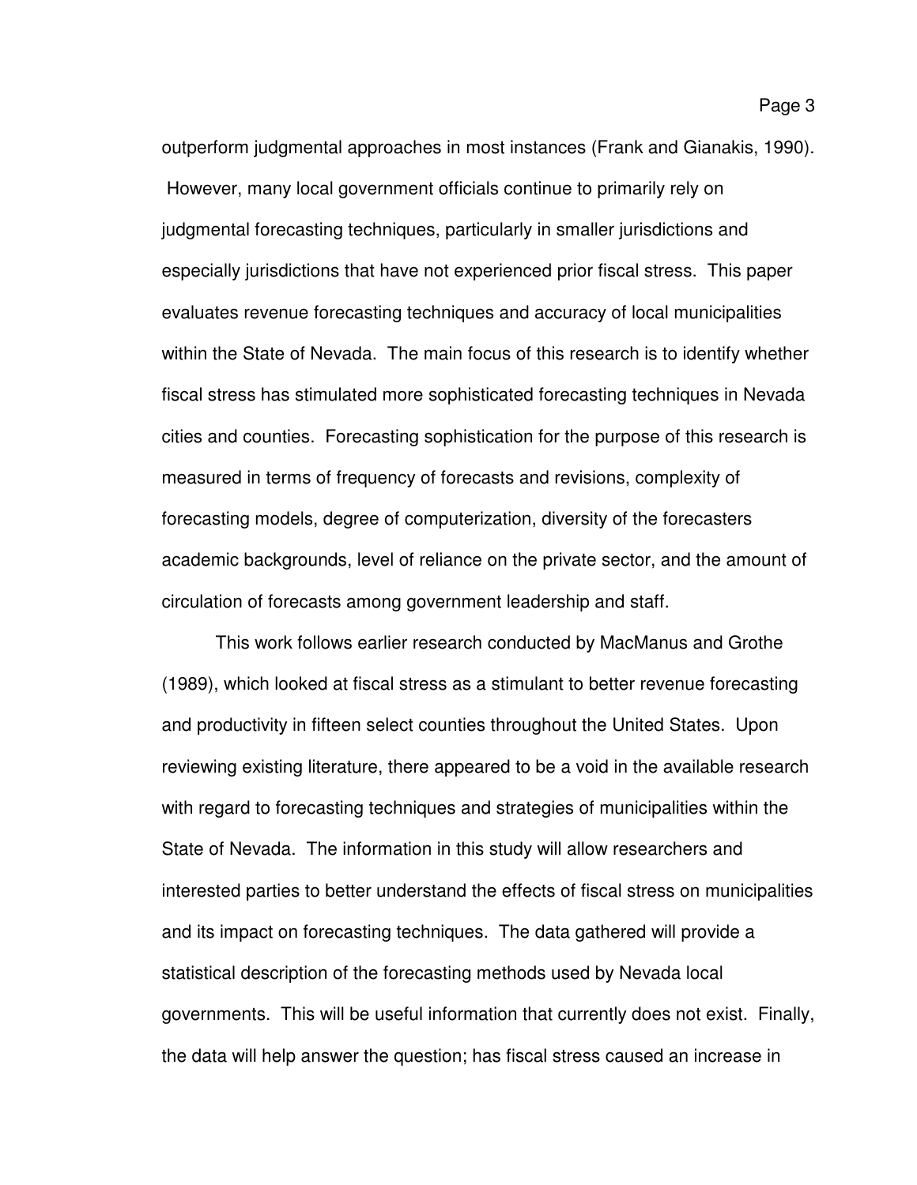outperform judgmental approaches in most instances (Frank and Gianakis, 1990). However, many local government officials continue to primarily rely on judgmental forecasting techniques, particularly in smaller jurisdictions and especially jurisdictions that have not experienced prior fiscal stress. This paper evaluates revenue forecasting techniques and accuracy of local municipalities within the State of Nevada. The main focus of this research is to identify whether fiscal stress has stimulated more sophisticated forecasting techniques in Nevada cities and counties. Forecasting sophistication for the purpose of this research is measured in terms of frequency of forecasts and revisions, complexity of forecasting models, degree of computerization, diversity of the forecasters academic backgrounds, level of reliance on the private sector, and the amount of circulation of forecasts among government leadership and staff.

This work follows earlier research conducted by MacManus and Grothe (1989), which looked at fiscal stress as a stimulant to better revenue forecasting and productivity in fifteen select counties throughout the United States. Upon reviewing existing literature, there appeared to be a void in the available research with regard to forecasting techniques and strategies of municipalities within the State of Nevada. The information in this study will allow researchers and interested parties to better understand the effects of fiscal stress on municipalities and its impact on forecasting techniques. The data gathered will provide a statistical description of the forecasting methods used by Nevada local governments. This will be useful information that currently does not exist. Finally, the data will help answer the question; has fiscal stress caused an increase in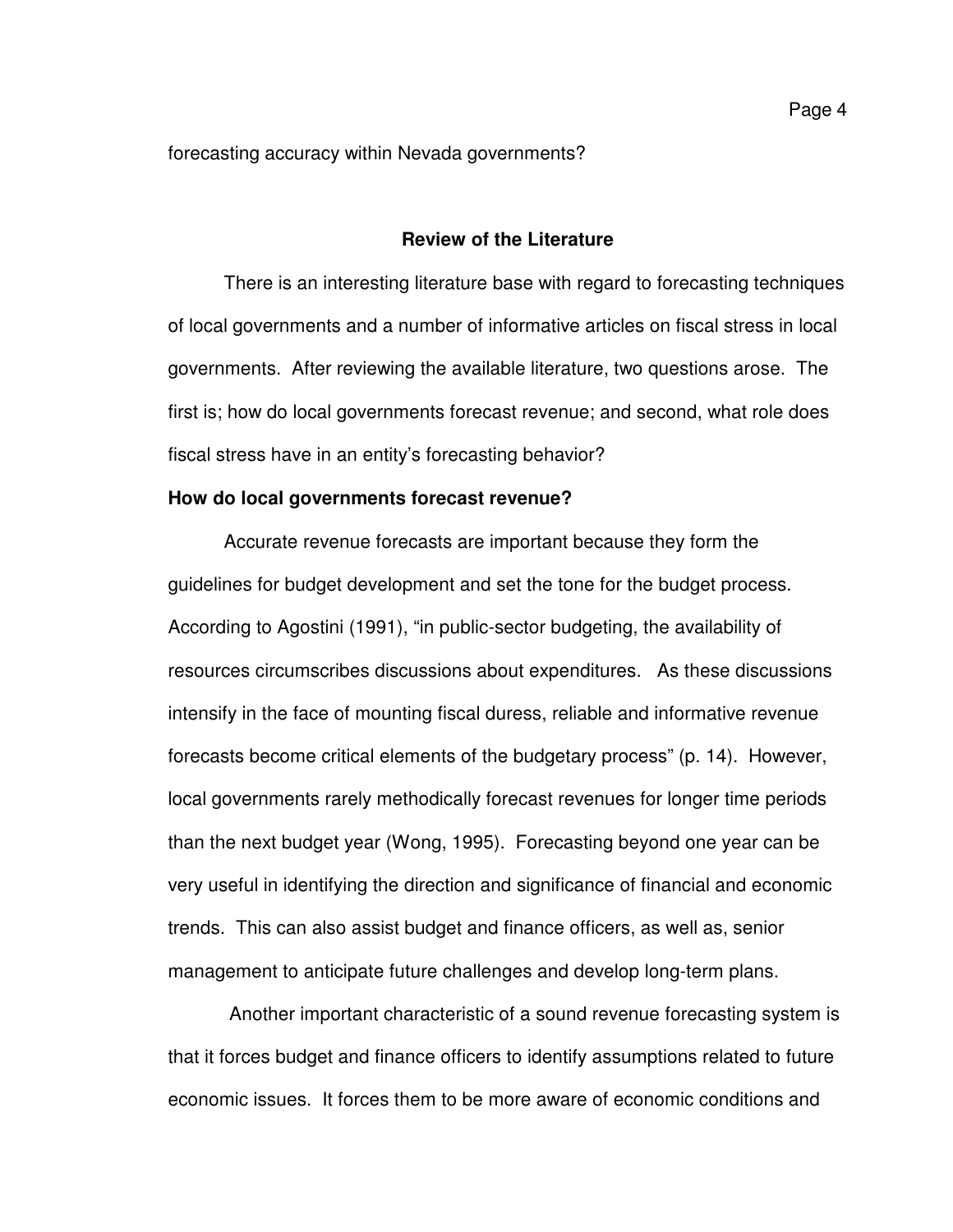forecasting accuracy within Nevada governments?

## Review of the Literature

There is an interesting literature base with regard to forecasting techniques of local governments and a number of informative articles on fiscal stress in local governments. After reviewing the available literature, two questions arose. The first is; how do local governments forecast revenue; and second, what role does fiscal stress have in an entity's forecasting behavior?

### How do local governments forecast revenue?

Accurate revenue forecasts are important because they form the guidelines for budget development and set the tone for the budget process. According to Agostini (1991), "in public-sector budgeting, the availability of resources circumscribes discussions about expenditures. As these discussions intensify in the face of mounting fiscal duress, reliable and informative revenue forecasts become critical elements of the budgetary process" (p. 14). However, local governments rarely methodically forecast revenues for longer time periods than the next budget year (Wong, 1995). Forecasting beyond one year can be very useful in identifying the direction and significance of financial and economic trends. This can also assist budget and finance officers, as well as, senior management to anticipate future challenges and develop long-term plans.

Another important characteristic of a sound revenue forecasting system is that it forces budget and finance officers to identify assumptions related to future economic issues. It forces them to be more aware of economic conditions and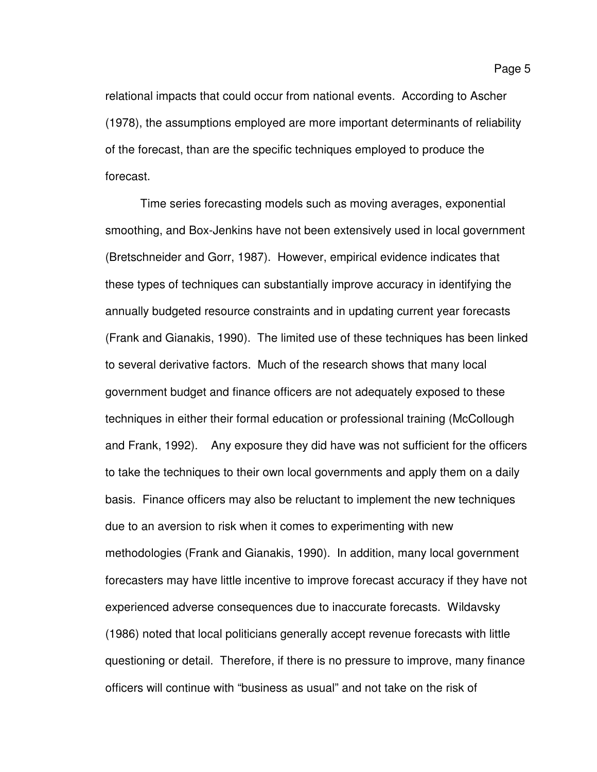relational impacts that could occur from national events. According to Ascher (1978), the assumptions employed are more important determinants of reliability of the forecast, than are the specific techniques employed to produce the forecast.

Time series forecasting models such as moving averages, exponential smoothing, and Box-Jenkins have not been extensively used in local government (Bretschneider and Gorr, 1987). However, empirical evidence indicates that these types of techniques can substantially improve accuracy in identifying the annually budgeted resource constraints and in updating current year forecasts (Frank and Gianakis, 1990). The limited use of these techniques has been linked to several derivative factors. Much of the research shows that many local government budget and finance officers are not adequately exposed to these techniques in either their formal education or professional training (McCollough and Frank, 1992). Any exposure they did have was not sufficient for the officers to take the techniques to their own local governments and apply them on a daily basis. Finance officers may also be reluctant to implement the new techniques due to an aversion to risk when it comes to experimenting with new methodologies (Frank and Gianakis, 1990). In addition, many local government forecasters may have little incentive to improve forecast accuracy if they have not experienced adverse consequences due to inaccurate forecasts. Wildavsky (1986) noted that local politicians generally accept revenue forecasts with little questioning or detail. Therefore, if there is no pressure to improve, many finance officers will continue with "business as usual" and not take on the risk of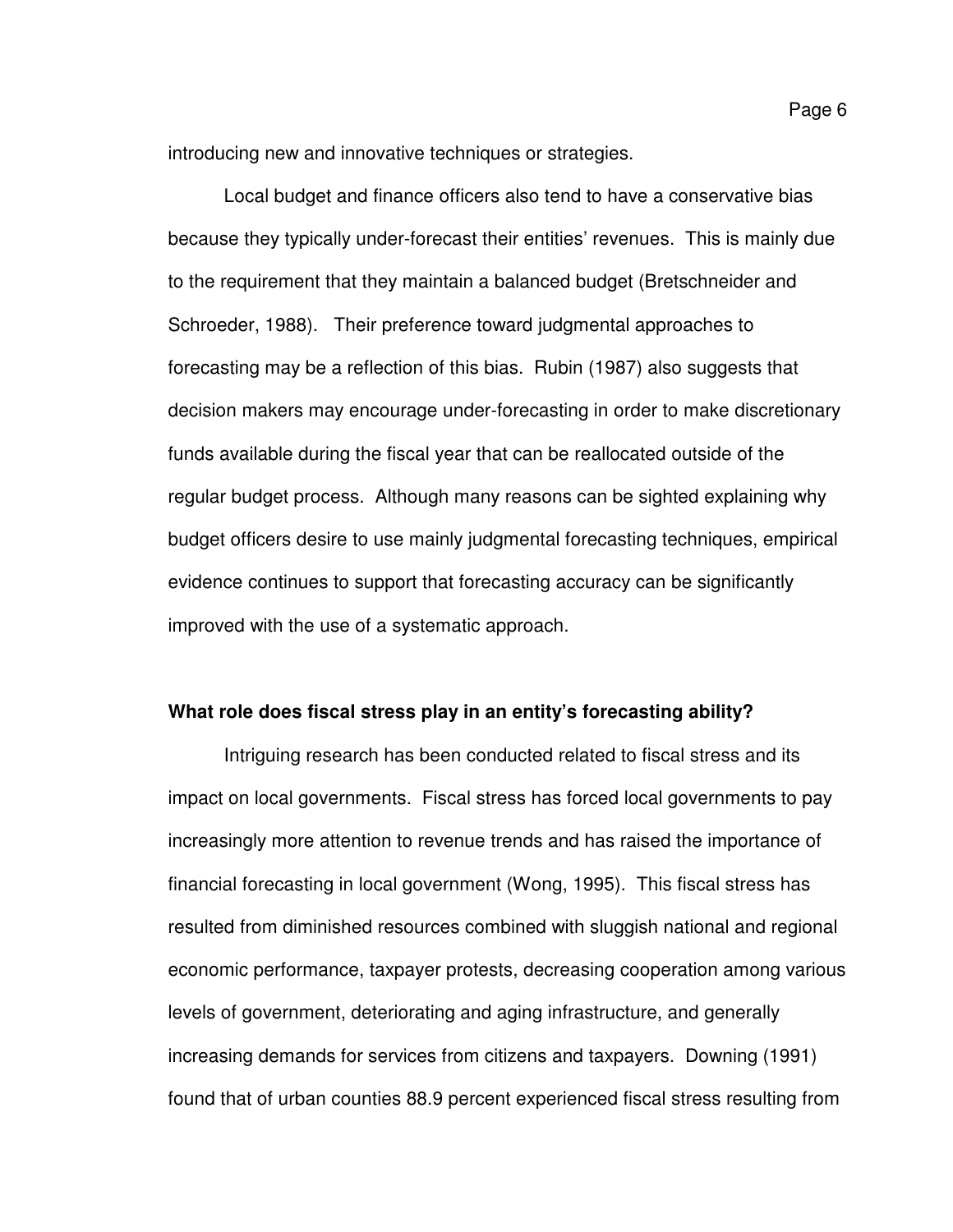introducing new and innovative techniques or strategies.

Local budget and finance officers also tend to have a conservative bias because they typically under-forecast their entities' revenues. This is mainly due to the requirement that they maintain a balanced budget (Bretschneider and Schroeder, 1988). Their preference toward judgmental approaches to forecasting may be a reflection of this bias. Rubin (1987) also suggests that decision makers may encourage under-forecasting in order to make discretionary funds available during the fiscal year that can be reallocated outside of the regular budget process. Although many reasons can be sighted explaining why budget officers desire to use mainly judgmental forecasting techniques, empirical evidence continues to support that forecasting accuracy can be significantly improved with the use of a systematic approach.

**What role does fiscal stress play in an entity's forecasting ability?**

Intriguing research has been conducted related to fiscal stress and its impact on local governments. Fiscal stress has forced local governments to pay increasingly more attention to revenue trends and has raised the importance of financial forecasting in local government (Wong, 1995). This fiscal stress has resulted from diminished resources combined with sluggish national and regional economic performance, taxpayer protests, decreasing cooperation among various levels of government, deteriorating and aging infrastructure, and generally increasing demands for services from citizens and taxpayers. Downing (1991) found that of urban counties 88.9 percent experienced fiscal stress resulting from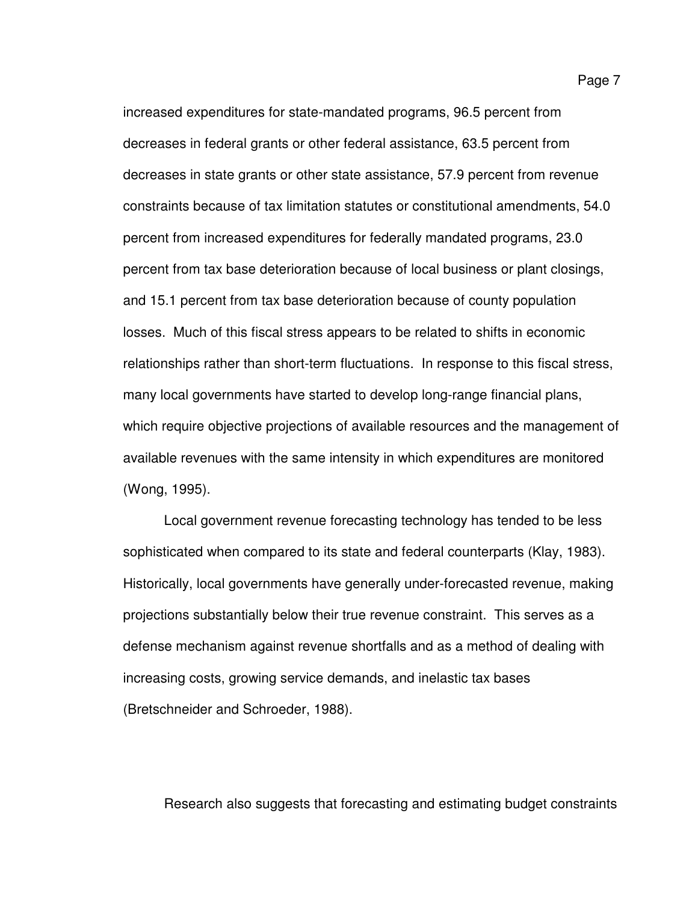increased expenditures for state-mandated programs, 96.5 percent from decreases in federal grants or other federal assistance, 63.5 percent from decreases in state grants or other state assistance, 57.9 percent from revenue constraints because of tax limitation statutes or constitutional amendments, 54.0 percent from increased expenditures for federally mandated programs, 23.0 percent from tax base deterioration because of local business or plant closings, and 15.1 percent from tax base deterioration because of county population losses. Much of this fiscal stress appears to be related to shifts in economic relationships rather than short-term fluctuations. In response to this fiscal stress, many local governments have started to develop long-range financial plans, which require objective projections of available resources and the management of available revenues with the same intensity in which expenditures are monitored (Wong, 1995).

Local government revenue forecasting technology has tended to be less sophisticated when compared to its state and federal counterparts (Klay, 1983). Historically, local governments have generally under-forecasted revenue, making projections substantially below their true revenue constraint. This serves as a defense mechanism against revenue shortfalls and as a method of dealing with increasing costs, growing service demands, and inelastic tax bases (Bretschneider and Schroeder, 1988).

Research also suggests that forecasting and estimating budget constraints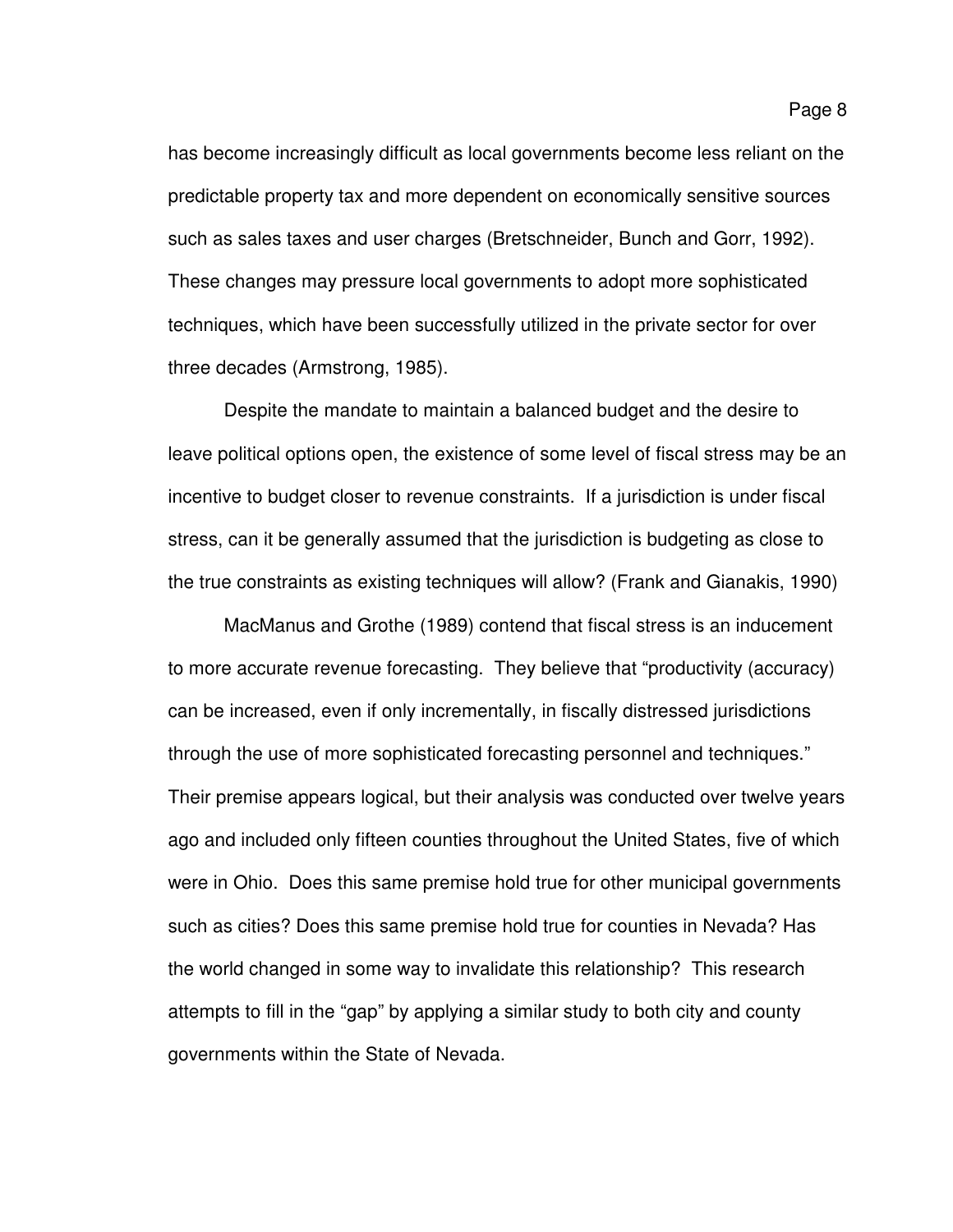has become increasingly difficult as local governments become less reliant on the predictable property tax and more dependent on economically sensitive sources such as sales taxes and user charges (Bretschneider, Bunch and Gorr, 1992). These changes may pressure local governments to adopt more sophisticated techniques, which have been successfully utilized in the private sector for over three decades (Armstrong, 1985).

Despite the mandate to maintain a balanced budget and the desire to leave political options open, the existence of some level of fiscal stress may be an incentive to budget closer to revenue constraints. If a jurisdiction is under fiscal stress, can it be generally assumed that the jurisdiction is budgeting as close to the true constraints as existing techniques will allow? (Frank and Gianakis, 1990)

MacManus and Grothe (1989) contend that fiscal stress is an inducement to more accurate revenue forecasting. They believe that "productivity (accuracy) can be increased, even if only incrementally, in fiscally distressed jurisdictions through the use of more sophisticated forecasting personnel and techniques." Their premise appears logical, but their analysis was conducted over twelve years ago and included only fifteen counties throughout the United States, five of which were in Ohio. Does this same premise hold true for other municipal governments such as cities? Does this same premise hold true for counties in Nevada? Has the world changed in some way to invalidate this relationship? This research attempts to fill in the "gap" by applying a similar study to both city and county governments within the State of Nevada.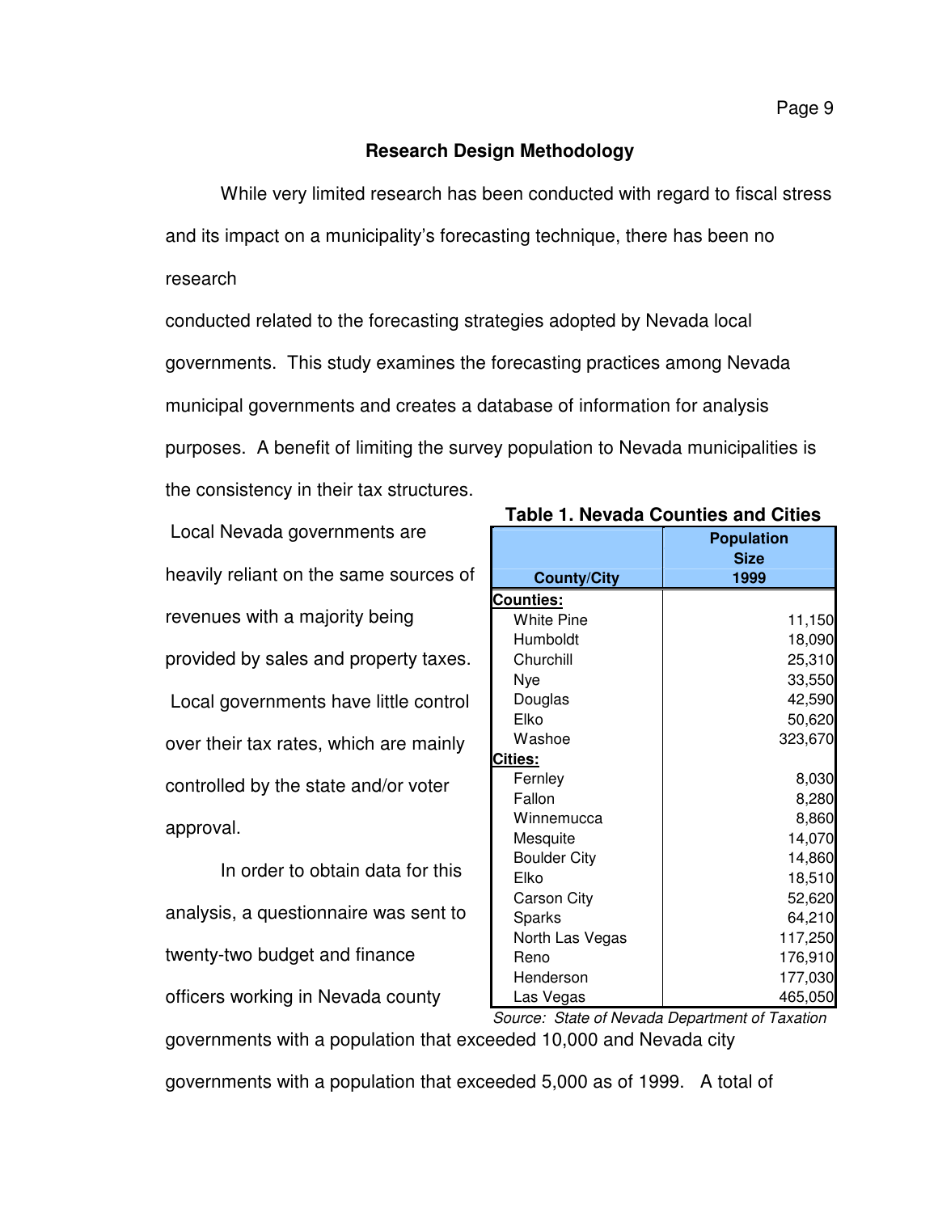## Research Design Methodology

While very limited research has been conducted with regard to fiscal stress and its impact on a municipality's forecasting technique, there has been no research conducted related to the forecasting strategies adopted by Nevada local governments. This study examines the forecasting practices among Nevada municipal governments and creates a database of information for analysis purposes. A benefit of limiting the survey population to Nevada municipalities is the consistency in their tax structures. Local Nevada governments are heavily reliant on the same sources of revenues with a majority being provided by sales and property taxes. Local governments have little control over their tax rates, which are mainly controlled by the state and/or voter approval.

**Table 1. Nevada Counties and Cities**

| County/City | Population Size 1999 |
|---|---|
| **Counties:** | |
| White Pine | 11,150 |
| Humboldt | 18,090 |
| Churchill | 25,310 |
| Nye | 33,550 |
| Douglas | 42,590 |
| Elko | 50,620 |
| Washoe | 323,670 |
| **Cities:** | |
| Fernley | 8,030 |
| Fallon | 8,280 |
| Winnemucca | 8,860 |
| Mesquite | 14,070 |
| Boulder City | 14,860 |
| Elko | 18,510 |
| Carson City | 52,620 |
| Sparks | 64,210 |
| North Las Vegas | 117,250 |
| Reno | 176,910 |
| Henderson | 177,030 |
| Las Vegas | 465,050 |

*Source: State of Nevada Department of Taxation*

In order to obtain data for this analysis, a questionnaire was sent to twenty-two budget and finance officers working in Nevada county governments with a population that exceeded 10,000 and Nevada city governments with a population that exceeded 5,000 as of 1999. A total of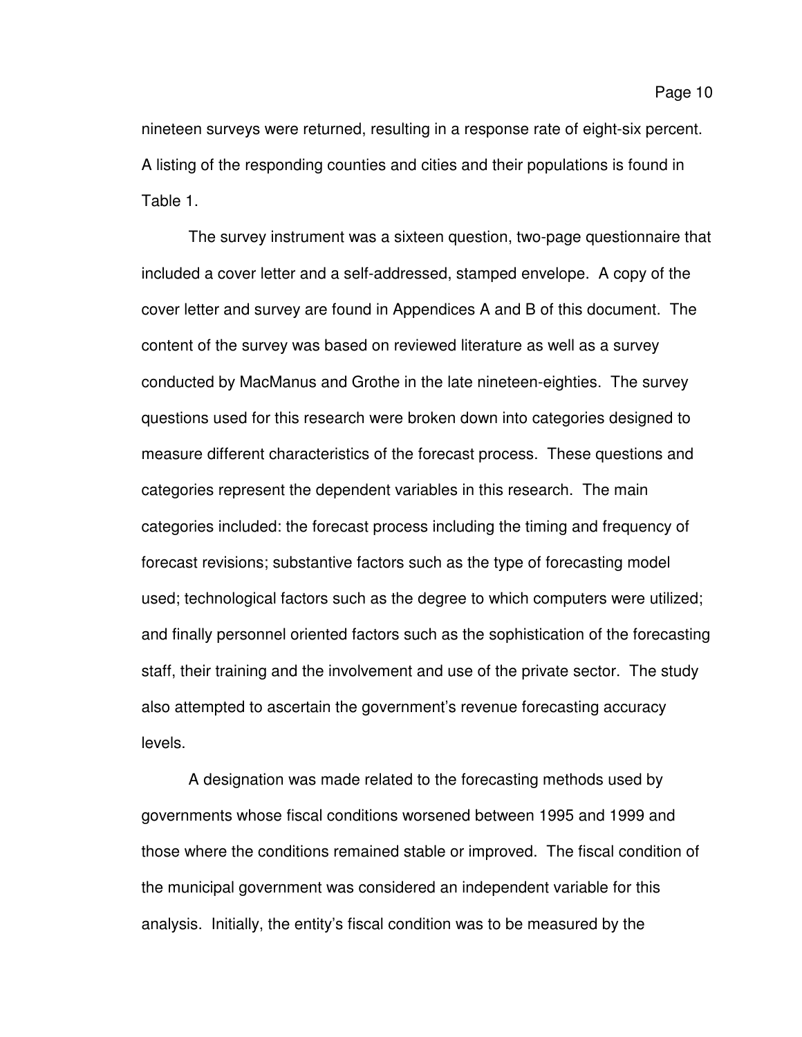nineteen surveys were returned, resulting in a response rate of eight-six percent. A listing of the responding counties and cities and their populations is found in Table 1.

The survey instrument was a sixteen question, two-page questionnaire that included a cover letter and a self-addressed, stamped envelope. A copy of the cover letter and survey are found in Appendices A and B of this document. The content of the survey was based on reviewed literature as well as a survey conducted by MacManus and Grothe in the late nineteen-eighties. The survey questions used for this research were broken down into categories designed to measure different characteristics of the forecast process. These questions and categories represent the dependent variables in this research. The main categories included: the forecast process including the timing and frequency of forecast revisions; substantive factors such as the type of forecasting model used; technological factors such as the degree to which computers were utilized; and finally personnel oriented factors such as the sophistication of the forecasting staff, their training and the involvement and use of the private sector. The study also attempted to ascertain the government's revenue forecasting accuracy levels.

A designation was made related to the forecasting methods used by governments whose fiscal conditions worsened between 1995 and 1999 and those where the conditions remained stable or improved. The fiscal condition of the municipal government was considered an independent variable for this analysis. Initially, the entity's fiscal condition was to be measured by the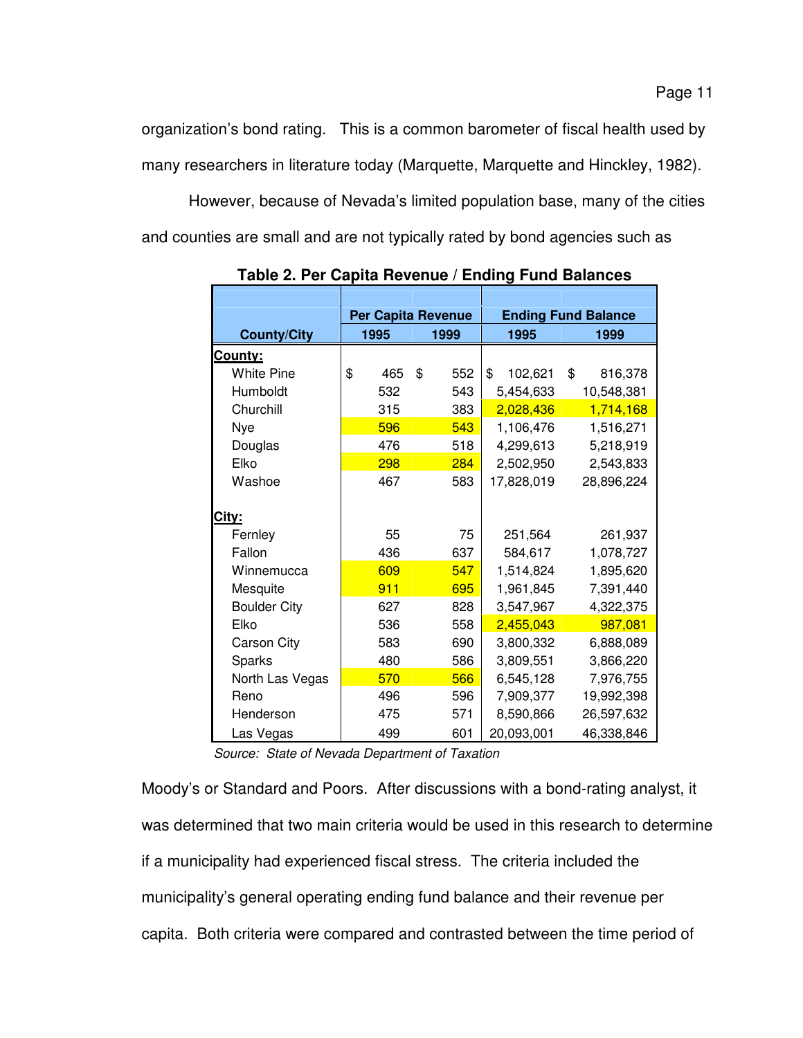organization's bond rating. This is a common barometer of fiscal health used by many researchers in literature today (Marquette, Marquette and Hinckley, 1982).

However, because of Nevada's limited population base, many of the cities and counties are small and are not typically rated by bond agencies such as

**Table 2. Per Capita Revenue / Ending Fund Balances**

| County/City | Per Capita Revenue 1995 | Per Capita Revenue 1999 | Ending Fund Balance 1995 | Ending Fund Balance 1999 |
|---|---|---|---|---|
| **County:** | | | | |
| White Pine | $ 465 | $ 552 | $ 102,621 | $ 816,378 |
| Humboldt | 532 | 543 | 5,454,633 | 10,548,381 |
| Churchill | 315 | 383 | 2,028,436 | 1,714,168 |
| Nye | 596 | 543 | 1,106,476 | 1,516,271 |
| Douglas | 476 | 518 | 4,299,613 | 5,218,919 |
| Elko | 298 | 284 | 2,502,950 | 2,543,833 |
| Washoe | 467 | 583 | 17,828,019 | 28,896,224 |
| **City:** | | | | |
| Fernley | 55 | 75 | 251,564 | 261,937 |
| Fallon | 436 | 637 | 584,617 | 1,078,727 |
| Winnemucca | 609 | 547 | 1,514,824 | 1,895,620 |
| Mesquite | 911 | 695 | 1,961,845 | 7,391,440 |
| Boulder City | 627 | 828 | 3,547,967 | 4,322,375 |
| Elko | 536 | 558 | 2,455,043 | 987,081 |
| Carson City | 583 | 690 | 3,800,332 | 6,888,089 |
| Sparks | 480 | 586 | 3,809,551 | 3,866,220 |
| North Las Vegas | 570 | 566 | 6,545,128 | 7,976,755 |
| Reno | 496 | 596 | 7,909,377 | 19,992,398 |
| Henderson | 475 | 571 | 8,590,866 | 26,597,632 |
| Las Vegas | 499 | 601 | 20,093,001 | 46,338,846 |

*Source: State of Nevada Department of Taxation*

Moody's or Standard and Poors. After discussions with a bond-rating analyst, it was determined that two main criteria would be used in this research to determine if a municipality had experienced fiscal stress. The criteria included the municipality's general operating ending fund balance and their revenue per capita. Both criteria were compared and contrasted between the time period of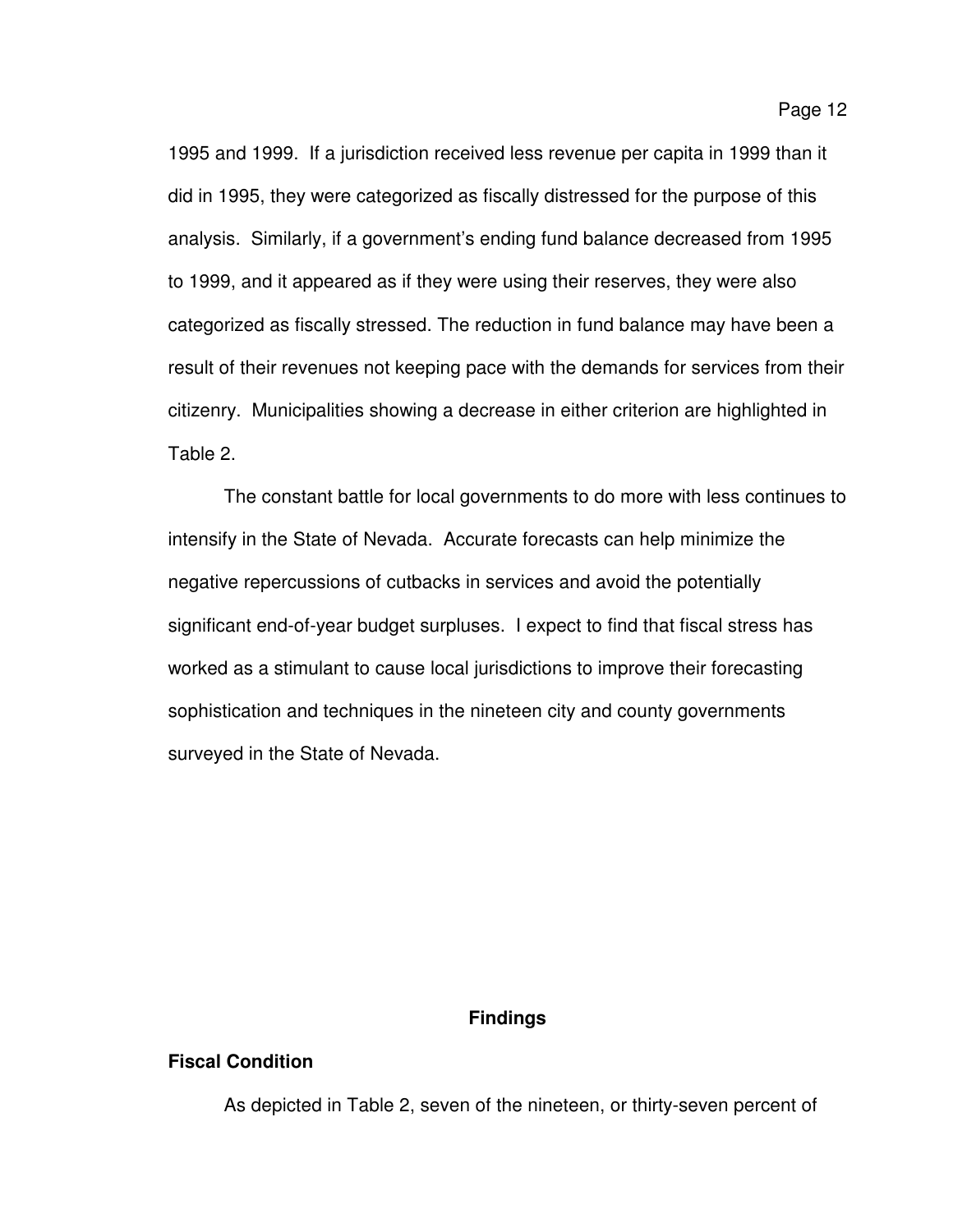1995 and 1999. If a jurisdiction received less revenue per capita in 1999 than it did in 1995, they were categorized as fiscally distressed for the purpose of this analysis. Similarly, if a government's ending fund balance decreased from 1995 to 1999, and it appeared as if they were using their reserves, they were also categorized as fiscally stressed. The reduction in fund balance may have been a result of their revenues not keeping pace with the demands for services from their citizenry. Municipalities showing a decrease in either criterion are highlighted in Table 2.

The constant battle for local governments to do more with less continues to intensify in the State of Nevada. Accurate forecasts can help minimize the negative repercussions of cutbacks in services and avoid the potentially significant end-of-year budget surpluses. I expect to find that fiscal stress has worked as a stimulant to cause local jurisdictions to improve their forecasting sophistication and techniques in the nineteen city and county governments surveyed in the State of Nevada.

## Findings

### Fiscal Condition

As depicted in Table 2, seven of the nineteen, or thirty-seven percent of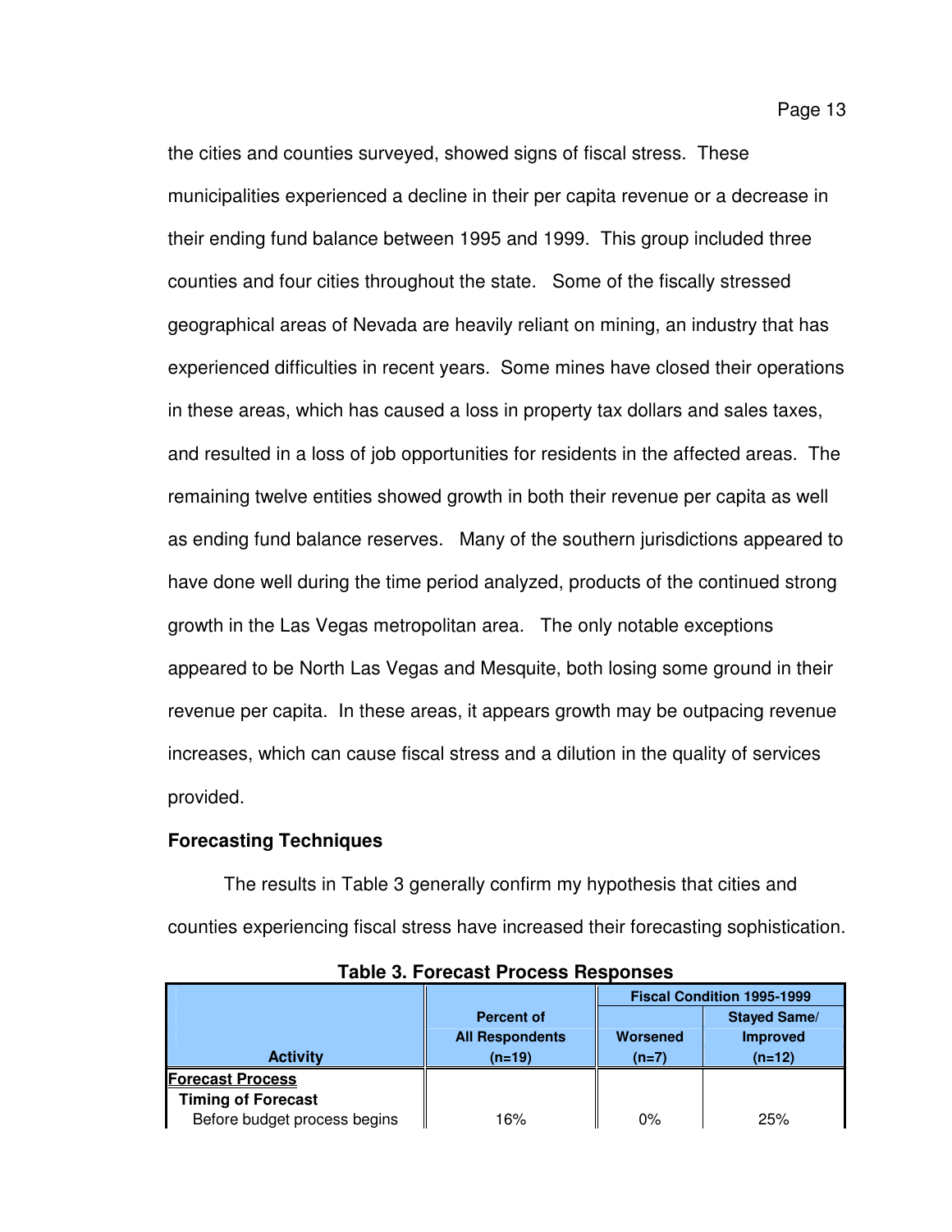the cities and counties surveyed, showed signs of fiscal stress. These municipalities experienced a decline in their per capita revenue or a decrease in their ending fund balance between 1995 and 1999. This group included three counties and four cities throughout the state. Some of the fiscally stressed geographical areas of Nevada are heavily reliant on mining, an industry that has experienced difficulties in recent years. Some mines have closed their operations in these areas, which has caused a loss in property tax dollars and sales taxes, and resulted in a loss of job opportunities for residents in the affected areas. The remaining twelve entities showed growth in both their revenue per capita as well as ending fund balance reserves. Many of the southern jurisdictions appeared to have done well during the time period analyzed, products of the continued strong growth in the Las Vegas metropolitan area. The only notable exceptions appeared to be North Las Vegas and Mesquite, both losing some ground in their revenue per capita. In these areas, it appears growth may be outpacing revenue increases, which can cause fiscal stress and a dilution in the quality of services provided.

**Forecasting Techniques**

The results in Table 3 generally confirm my hypothesis that cities and counties experiencing fiscal stress have increased their forecasting sophistication.

**Table 3. Forecast Process Responses**

| Activity | Percent of All Respondents (n=19) | Fiscal Condition 1995-1999 | |
|---|---|---|---|
| | | Worsened (n=7) | Stayed Same/ Improved (n=12) |
| **Forecast Process** | | | |
| **Timing of Forecast** | | | |
| Before budget process begins | 16% | 0% | 25% |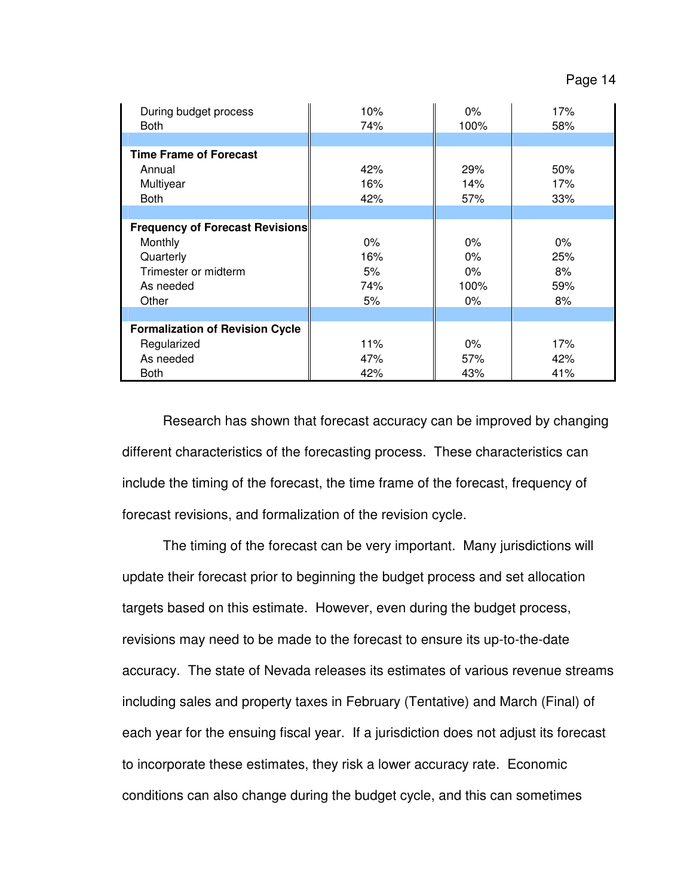| | | | |
|---|---|---|---|
| During budget process | 10% | 0% | 17% |
| Both | 74% | 100% | 58% |
| | | | |
| **Time Frame of Forecast** | | | |
| Annual | 42% | 29% | 50% |
| Multiyear | 16% | 14% | 17% |
| Both | 42% | 57% | 33% |
| | | | |
| **Frequency of Forecast Revisions** | | | |
| Monthly | 0% | 0% | 0% |
| Quarterly | 16% | 0% | 25% |
| Trimester or midterm | 5% | 0% | 8% |
| As needed | 74% | 100% | 59% |
| Other | 5% | 0% | 8% |
| | | | |
| **Formalization of Revision Cycle** | | | |
| Regularized | 11% | 0% | 17% |
| As needed | 47% | 57% | 42% |
| Both | 42% | 43% | 41% |

Research has shown that forecast accuracy can be improved by changing different characteristics of the forecasting process. These characteristics can include the timing of the forecast, the time frame of the forecast, frequency of forecast revisions, and formalization of the revision cycle.

The timing of the forecast can be very important. Many jurisdictions will update their forecast prior to beginning the budget process and set allocation targets based on this estimate. However, even during the budget process, revisions may need to be made to the forecast to ensure its up-to-the-date accuracy. The state of Nevada releases its estimates of various revenue streams including sales and property taxes in February (Tentative) and March (Final) of each year for the ensuing fiscal year. If a jurisdiction does not adjust its forecast to incorporate these estimates, they risk a lower accuracy rate. Economic conditions can also change during the budget cycle, and this can sometimes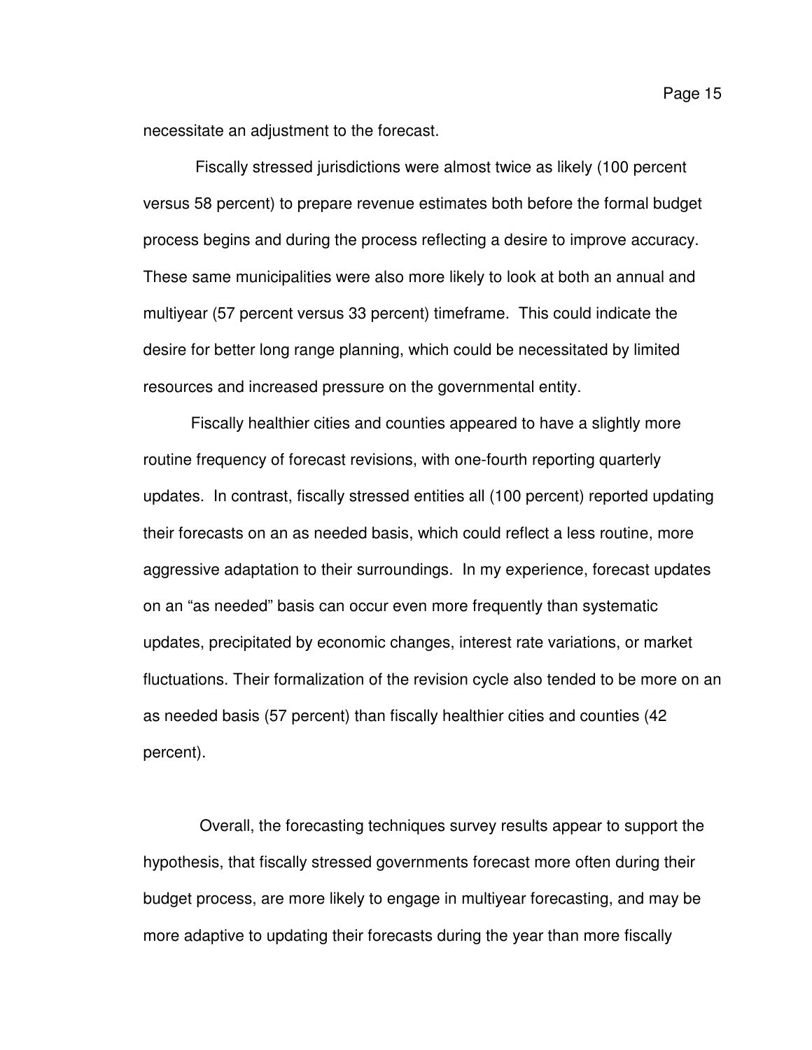necessitate an adjustment to the forecast.

Fiscally stressed jurisdictions were almost twice as likely (100 percent versus 58 percent) to prepare revenue estimates both before the formal budget process begins and during the process reflecting a desire to improve accuracy. These same municipalities were also more likely to look at both an annual and multiyear (57 percent versus 33 percent) timeframe. This could indicate the desire for better long range planning, which could be necessitated by limited resources and increased pressure on the governmental entity.

Fiscally healthier cities and counties appeared to have a slightly more routine frequency of forecast revisions, with one-fourth reporting quarterly updates. In contrast, fiscally stressed entities all (100 percent) reported updating their forecasts on an as needed basis, which could reflect a less routine, more aggressive adaptation to their surroundings. In my experience, forecast updates on an "as needed" basis can occur even more frequently than systematic updates, precipitated by economic changes, interest rate variations, or market fluctuations. Their formalization of the revision cycle also tended to be more on an as needed basis (57 percent) than fiscally healthier cities and counties (42 percent).

Overall, the forecasting techniques survey results appear to support the hypothesis, that fiscally stressed governments forecast more often during their budget process, are more likely to engage in multiyear forecasting, and may be more adaptive to updating their forecasts during the year than more fiscally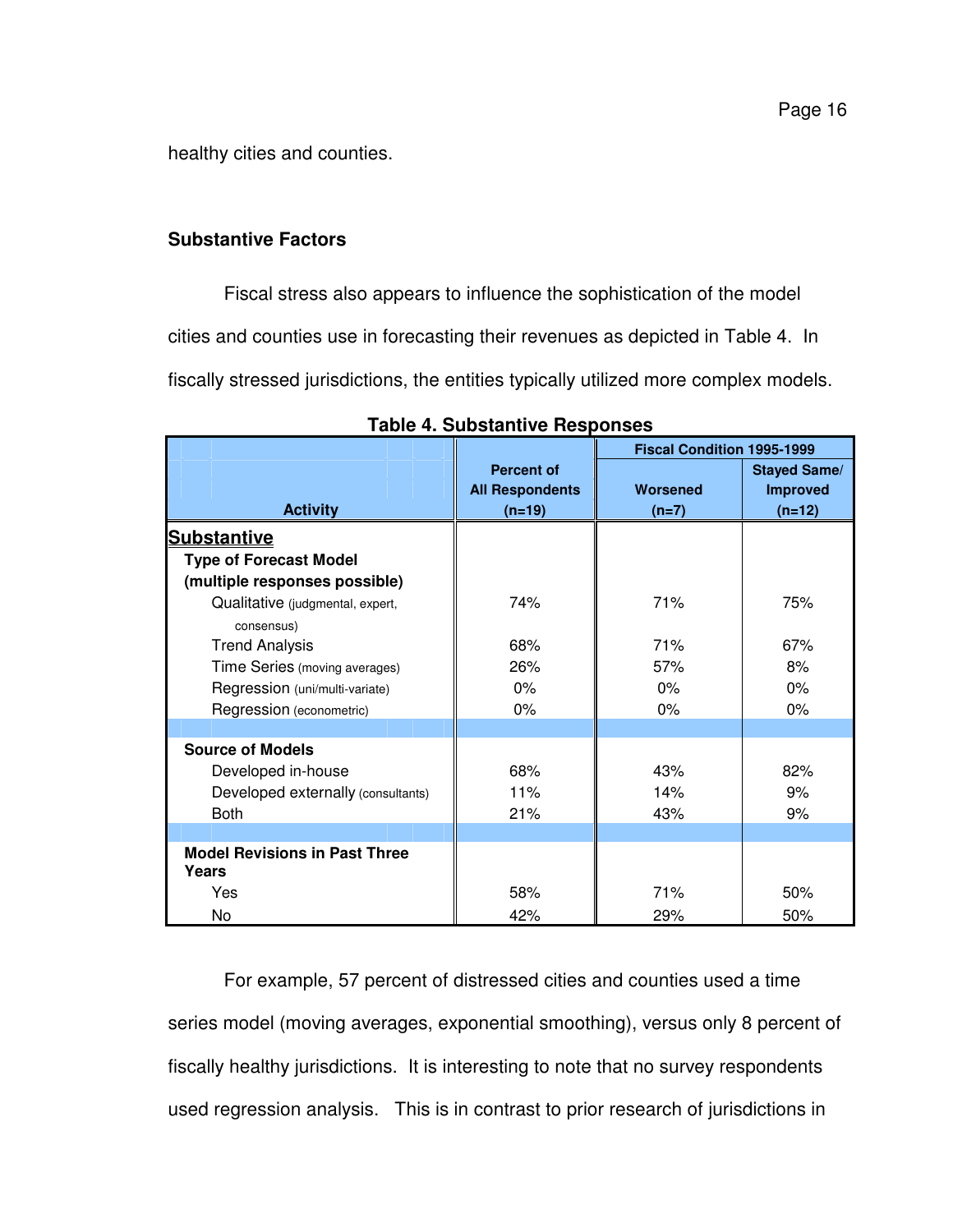healthy cities and counties.

### Substantive Factors

Fiscal stress also appears to influence the sophistication of the model cities and counties use in forecasting their revenues as depicted in Table 4. In fiscally stressed jurisdictions, the entities typically utilized more complex models.

**Table 4. Substantive Responses**

| Activity | Percent of All Respondents (n=19) | Fiscal Condition 1995-1999 Worsened (n=7) | Fiscal Condition 1995-1999 Stayed Same/ Improved (n=12) |
|---|---|---|---|
| **Substantive** | | | |
| **Type of Forecast Model (multiple responses possible)** | | | |
| Qualitative (judgmental, expert, consensus) | 74% | 71% | 75% |
| Trend Analysis | 68% | 71% | 67% |
| Time Series (moving averages) | 26% | 57% | 8% |
| Regression (uni/multi-variate) | 0% | 0% | 0% |
| Regression (econometric) | 0% | 0% | 0% |
| **Source of Models** | | | |
| Developed in-house | 68% | 43% | 82% |
| Developed externally (consultants) | 11% | 14% | 9% |
| Both | 21% | 43% | 9% |
| **Model Revisions in Past Three Years** | | | |
| Yes | 58% | 71% | 50% |
| No | 42% | 29% | 50% |

For example, 57 percent of distressed cities and counties used a time series model (moving averages, exponential smoothing), versus only 8 percent of fiscally healthy jurisdictions. It is interesting to note that no survey respondents used regression analysis. This is in contrast to prior research of jurisdictions in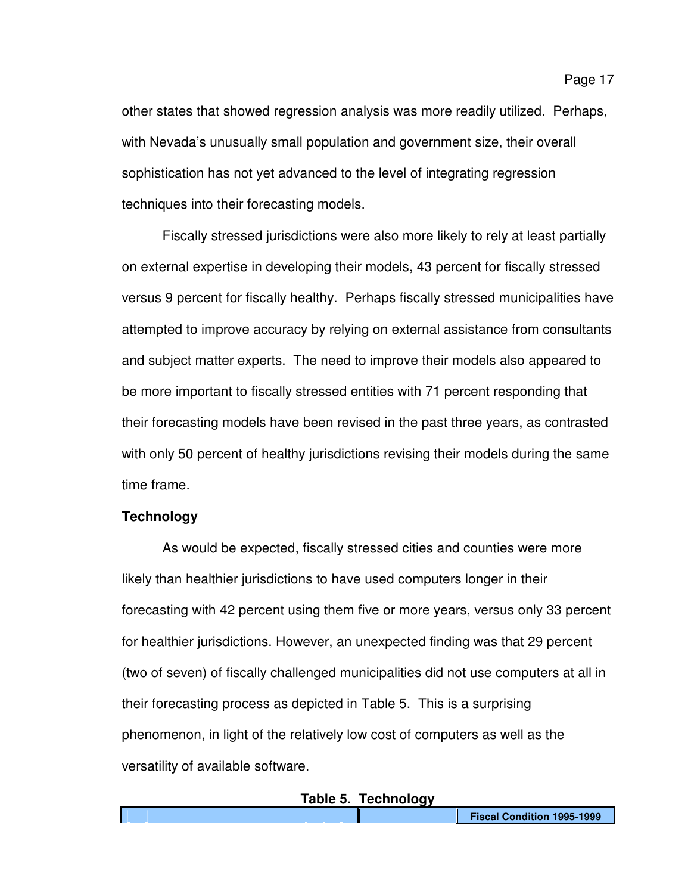other states that showed regression analysis was more readily utilized. Perhaps, with Nevada's unusually small population and government size, their overall sophistication has not yet advanced to the level of integrating regression techniques into their forecasting models.

Fiscally stressed jurisdictions were also more likely to rely at least partially on external expertise in developing their models, 43 percent for fiscally stressed versus 9 percent for fiscally healthy. Perhaps fiscally stressed municipalities have attempted to improve accuracy by relying on external assistance from consultants and subject matter experts. The need to improve their models also appeared to be more important to fiscally stressed entities with 71 percent responding that their forecasting models have been revised in the past three years, as contrasted with only 50 percent of healthy jurisdictions revising their models during the same time frame.

**Technology**

As would be expected, fiscally stressed cities and counties were more likely than healthier jurisdictions to have used computers longer in their forecasting with 42 percent using them five or more years, versus only 33 percent for healthier jurisdictions. However, an unexpected finding was that 29 percent (two of seven) of fiscally challenged municipalities did not use computers at all in their forecasting process as depicted in Table 5. This is a surprising phenomenon, in light of the relatively low cost of computers as well as the versatility of available software.

**Table 5. Technology**

| | | Fiscal Condition 1995-1999 |
|---|---|---|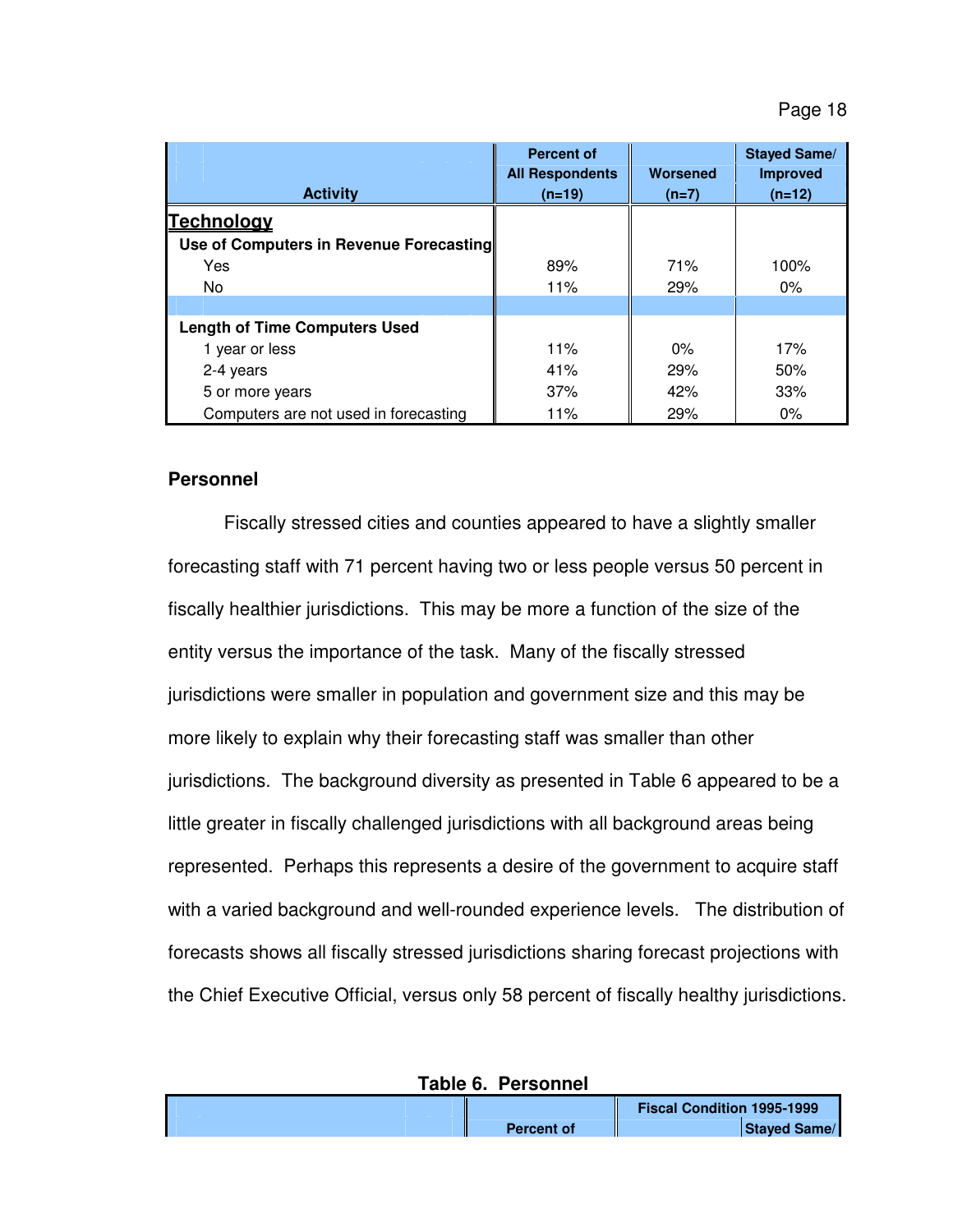| Activity | Percent of All Respondents (n=19) | Worsened (n=7) | Stayed Same/ Improved (n=12) |
|---|---|---|---|
| **Technology** | | | |
| **Use of Computers in Revenue Forecasting** | | | |
| Yes | 89% | 71% | 100% |
| No | 11% | 29% | 0% |
| | | | |
| **Length of Time Computers Used** | | | |
| 1 year or less | 11% | 0% | 17% |
| 2-4 years | 41% | 29% | 50% |
| 5 or more years | 37% | 42% | 33% |
| Computers are not used in forecasting | 11% | 29% | 0% |

**Personnel**

Fiscally stressed cities and counties appeared to have a slightly smaller forecasting staff with 71 percent having two or less people versus 50 percent in fiscally healthier jurisdictions. This may be more a function of the size of the entity versus the importance of the task. Many of the fiscally stressed jurisdictions were smaller in population and government size and this may be more likely to explain why their forecasting staff was smaller than other jurisdictions. The background diversity as presented in Table 6 appeared to be a little greater in fiscally challenged jurisdictions with all background areas being represented. Perhaps this represents a desire of the government to acquire staff with a varied background and well-rounded experience levels. The distribution of forecasts shows all fiscally stressed jurisdictions sharing forecast projections with the Chief Executive Official, versus only 58 percent of fiscally healthy jurisdictions.

**Table 6. Personnel**

| | Percent of | Fiscal Condition 1995-1999 | |
|---|---|---|---|
| | | | Stayed Same/ |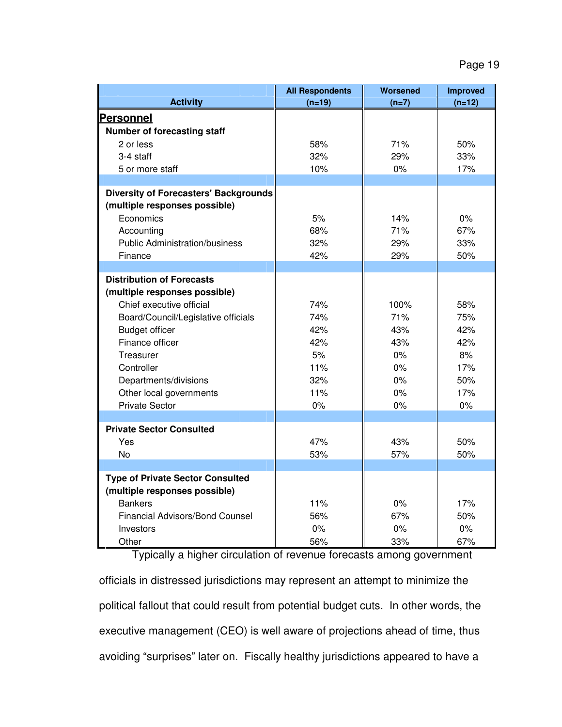| Activity | All Respondents (n=19) | Worsened (n=7) | Improved (n=12) |
|---|---|---|---|
| **Personnel** | | | |
| **Number of forecasting staff** | | | |
| 2 or less | 58% | 71% | 50% |
| 3-4 staff | 32% | 29% | 33% |
| 5 or more staff | 10% | 0% | 17% |
| | | | |
| **Diversity of Forecasters' Backgrounds (multiple responses possible)** | | | |
| Economics | 5% | 14% | 0% |
| Accounting | 68% | 71% | 67% |
| Public Administration/business | 32% | 29% | 33% |
| Finance | 42% | 29% | 50% |
| | | | |
| **Distribution of Forecasts (multiple responses possible)** | | | |
| Chief executive official | 74% | 100% | 58% |
| Board/Council/Legislative officials | 74% | 71% | 75% |
| Budget officer | 42% | 43% | 42% |
| Finance officer | 42% | 43% | 42% |
| Treasurer | 5% | 0% | 8% |
| Controller | 11% | 0% | 17% |
| Departments/divisions | 32% | 0% | 50% |
| Other local governments | 11% | 0% | 17% |
| Private Sector | 0% | 0% | 0% |
| | | | |
| **Private Sector Consulted** | | | |
| Yes | 47% | 43% | 50% |
| No | 53% | 57% | 50% |
| | | | |
| **Type of Private Sector Consulted (multiple responses possible)** | | | |
| Bankers | 11% | 0% | 17% |
| Financial Advisors/Bond Counsel | 56% | 67% | 50% |
| Investors | 0% | 0% | 0% |
| Other | 56% | 33% | 67% |

Typically a higher circulation of revenue forecasts among government officials in distressed jurisdictions may represent an attempt to minimize the political fallout that could result from potential budget cuts. In other words, the executive management (CEO) is well aware of projections ahead of time, thus avoiding "surprises" later on. Fiscally healthy jurisdictions appeared to have a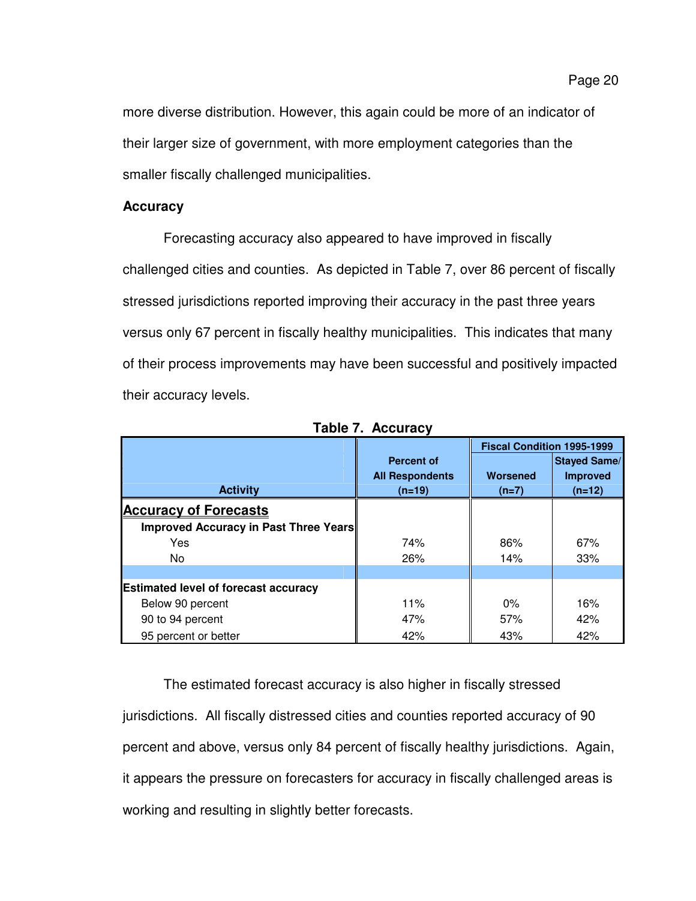more diverse distribution. However, this again could be more of an indicator of their larger size of government, with more employment categories than the smaller fiscally challenged municipalities.

**Accuracy**

Forecasting accuracy also appeared to have improved in fiscally challenged cities and counties. As depicted in Table 7, over 86 percent of fiscally stressed jurisdictions reported improving their accuracy in the past three years versus only 67 percent in fiscally healthy municipalities. This indicates that many of their process improvements may have been successful and positively impacted their accuracy levels.

**Table 7. Accuracy**

| Activity | Percent of All Respondents (n=19) | Fiscal Condition 1995-1999 | |
|---|---|---|---|
| | | Worsened (n=7) | Stayed Same/ Improved (n=12) |
| **Accuracy of Forecasts** | | | |
| **Improved Accuracy in Past Three Years** | | | |
| Yes | 74% | 86% | 67% |
| No | 26% | 14% | 33% |
| **Estimated level of forecast accuracy** | | | |
| Below 90 percent | 11% | 0% | 16% |
| 90 to 94 percent | 47% | 57% | 42% |
| 95 percent or better | 42% | 43% | 42% |

The estimated forecast accuracy is also higher in fiscally stressed jurisdictions. All fiscally distressed cities and counties reported accuracy of 90 percent and above, versus only 84 percent of fiscally healthy jurisdictions. Again, it appears the pressure on forecasters for accuracy in fiscally challenged areas is working and resulting in slightly better forecasts.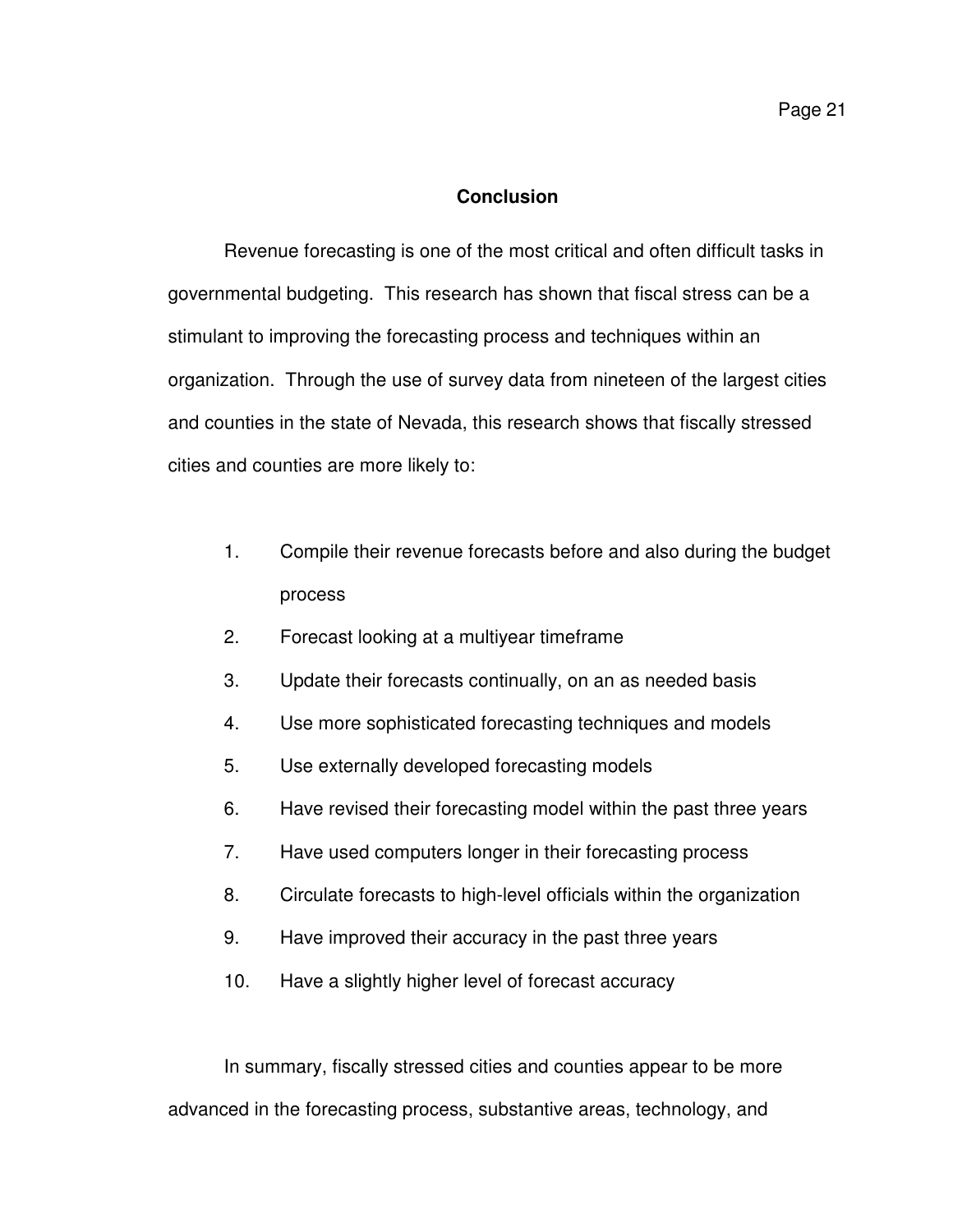## Conclusion

Revenue forecasting is one of the most critical and often difficult tasks in governmental budgeting. This research has shown that fiscal stress can be a stimulant to improving the forecasting process and techniques within an organization. Through the use of survey data from nineteen of the largest cities and counties in the state of Nevada, this research shows that fiscally stressed cities and counties are more likely to:

1. Compile their revenue forecasts before and also during the budget process
2. Forecast looking at a multiyear timeframe
3. Update their forecasts continually, on an as needed basis
4. Use more sophisticated forecasting techniques and models
5. Use externally developed forecasting models
6. Have revised their forecasting model within the past three years
7. Have used computers longer in their forecasting process
8. Circulate forecasts to high-level officials within the organization
9. Have improved their accuracy in the past three years
10. Have a slightly higher level of forecast accuracy

In summary, fiscally stressed cities and counties appear to be more advanced in the forecasting process, substantive areas, technology, and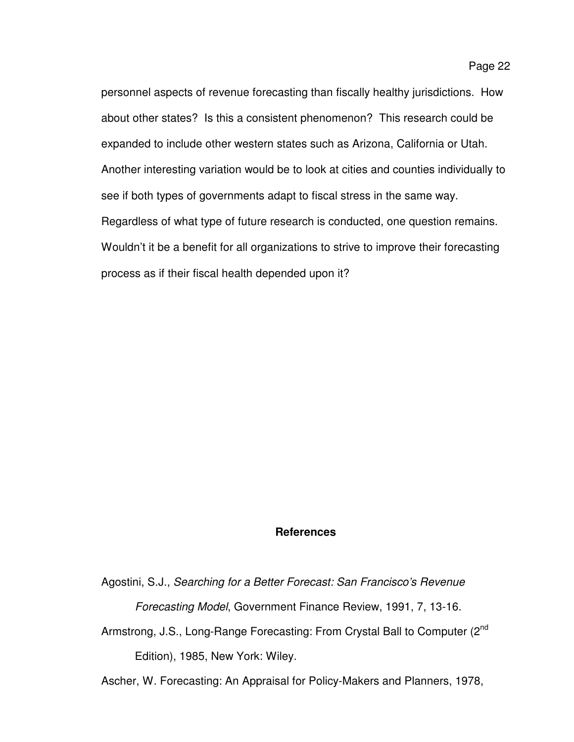personnel aspects of revenue forecasting than fiscally healthy jurisdictions. How about other states? Is this a consistent phenomenon? This research could be expanded to include other western states such as Arizona, California or Utah. Another interesting variation would be to look at cities and counties individually to see if both types of governments adapt to fiscal stress in the same way. Regardless of what type of future research is conducted, one question remains. Wouldn't it be a benefit for all organizations to strive to improve their forecasting process as if their fiscal health depended upon it?

## References

Agostini, S.J., *Searching for a Better Forecast: San Francisco's Revenue Forecasting Model*, Government Finance Review, 1991, 7, 13-16.

Armstrong, J.S., Long-Range Forecasting: From Crystal Ball to Computer (2nd Edition), 1985, New York: Wiley.

Ascher, W. Forecasting: An Appraisal for Policy-Makers and Planners, 1978,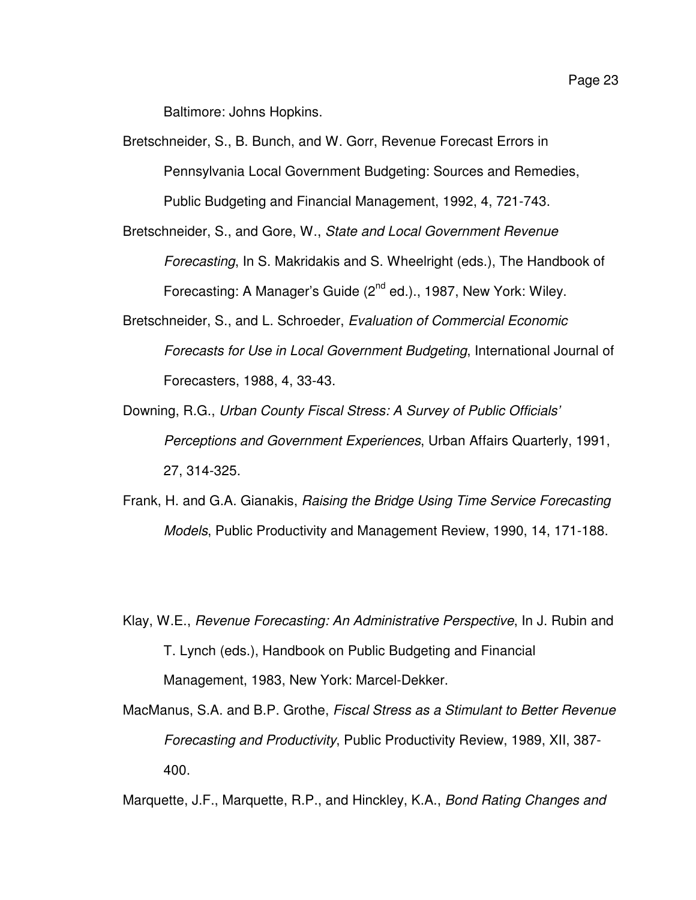Baltimore: Johns Hopkins.

Bretschneider, S., B. Bunch, and W. Gorr, Revenue Forecast Errors in Pennsylvania Local Government Budgeting: Sources and Remedies, Public Budgeting and Financial Management, 1992, 4, 721-743.

Bretschneider, S., and Gore, W., *State and Local Government Revenue Forecasting*, In S. Makridakis and S. Wheelright (eds.), The Handbook of Forecasting: A Manager's Guide (2nd ed.)., 1987, New York: Wiley.

Bretschneider, S., and L. Schroeder, *Evaluation of Commercial Economic Forecasts for Use in Local Government Budgeting*, International Journal of Forecasters, 1988, 4, 33-43.

Downing, R.G., *Urban County Fiscal Stress: A Survey of Public Officials' Perceptions and Government Experiences*, Urban Affairs Quarterly, 1991, 27, 314-325.

Frank, H. and G.A. Gianakis, *Raising the Bridge Using Time Service Forecasting Models*, Public Productivity and Management Review, 1990, 14, 171-188.

Klay, W.E., *Revenue Forecasting: An Administrative Perspective*, In J. Rubin and T. Lynch (eds.), Handbook on Public Budgeting and Financial Management, 1983, New York: Marcel-Dekker.

MacManus, S.A. and B.P. Grothe, *Fiscal Stress as a Stimulant to Better Revenue Forecasting and Productivity*, Public Productivity Review, 1989, XII, 387-400.

Marquette, J.F., Marquette, R.P., and Hinckley, K.A., *Bond Rating Changes and*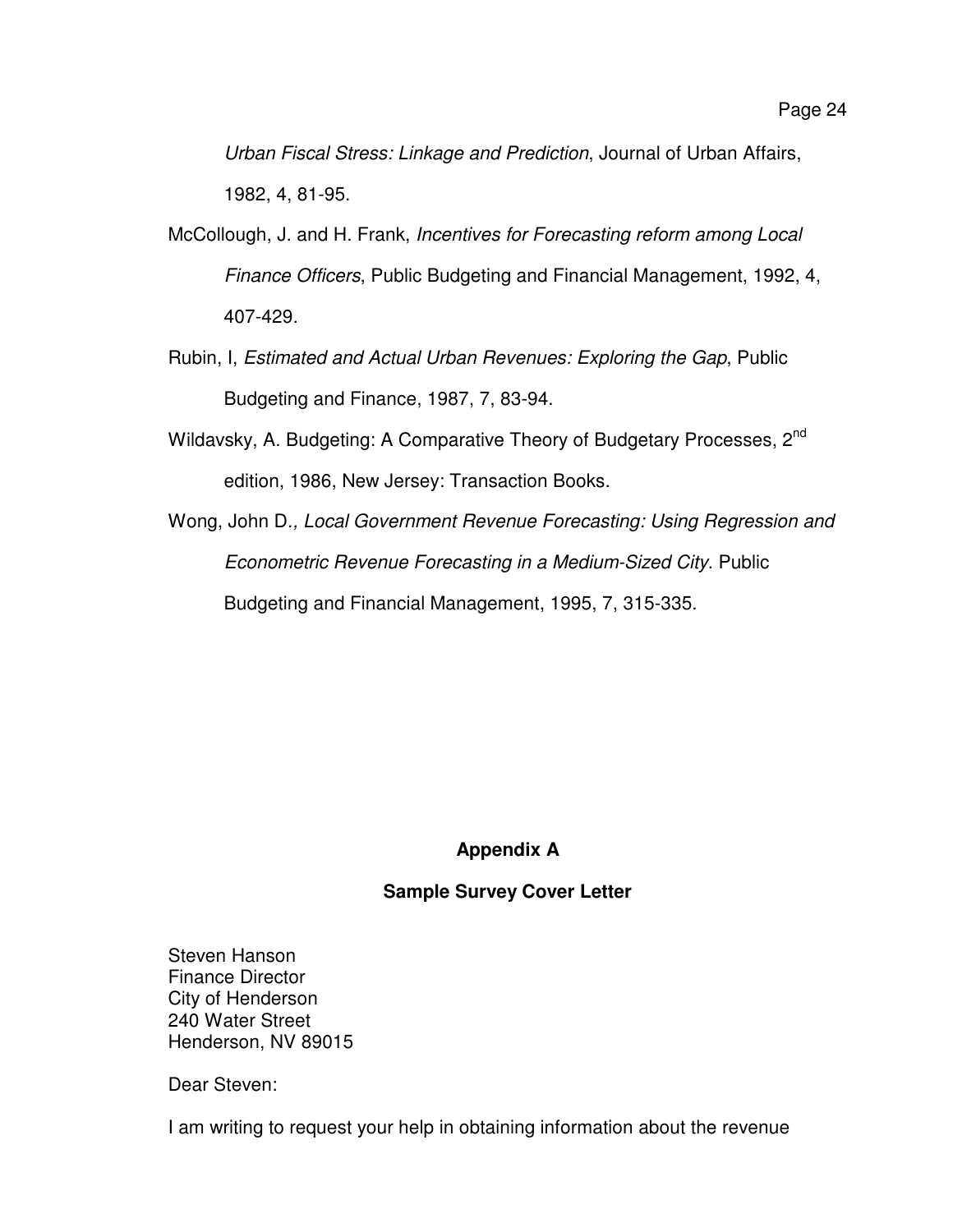*Urban Fiscal Stress: Linkage and Prediction*, Journal of Urban Affairs, 1982, 4, 81-95.

McCollough, J. and H. Frank, *Incentives for Forecasting reform among Local Finance Officers*, Public Budgeting and Financial Management, 1992, 4, 407-429.

Rubin, I, *Estimated and Actual Urban Revenues: Exploring the Gap*, Public Budgeting and Finance, 1987, 7, 83-94.

Wildavsky, A. Budgeting: A Comparative Theory of Budgetary Processes, 2nd edition, 1986, New Jersey: Transaction Books.

Wong, John D., *Local Government Revenue Forecasting: Using Regression and Econometric Revenue Forecasting in a Medium-Sized City*. Public Budgeting and Financial Management, 1995, 7, 315-335.

## Appendix A

## Sample Survey Cover Letter

Steven Hanson
Finance Director
City of Henderson
240 Water Street
Henderson, NV 89015

Dear Steven:

I am writing to request your help in obtaining information about the revenue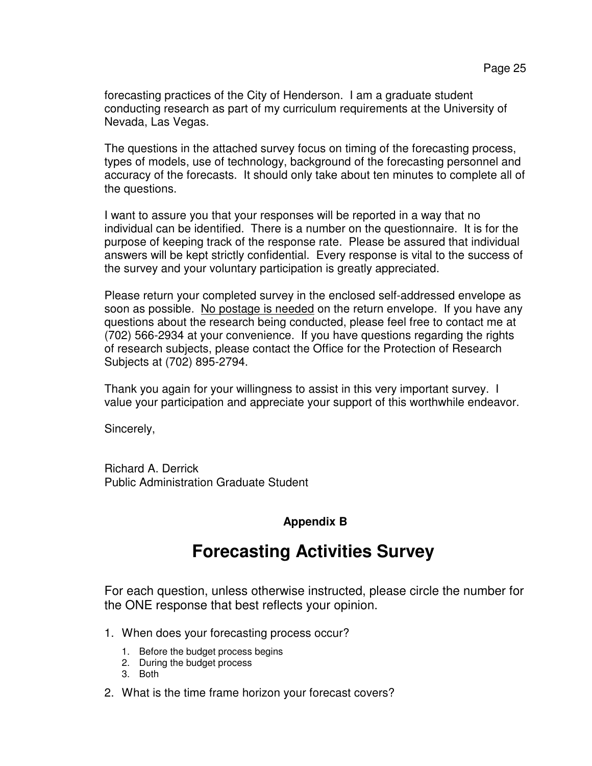forecasting practices of the City of Henderson. I am a graduate student conducting research as part of my curriculum requirements at the University of Nevada, Las Vegas.

The questions in the attached survey focus on timing of the forecasting process, types of models, use of technology, background of the forecasting personnel and accuracy of the forecasts. It should only take about ten minutes to complete all of the questions.

I want to assure you that your responses will be reported in a way that no individual can be identified. There is a number on the questionnaire. It is for the purpose of keeping track of the response rate. Please be assured that individual answers will be kept strictly confidential. Every response is vital to the success of the survey and your voluntary participation is greatly appreciated.

Please return your completed survey in the enclosed self-addressed envelope as soon as possible. <u>No postage is needed</u> on the return envelope. If you have any questions about the research being conducted, please feel free to contact me at (702) 566-2934 at your convenience. If you have questions regarding the rights of research subjects, please contact the Office for the Protection of Research Subjects at (702) 895-2794.

Thank you again for your willingness to assist in this very important survey. I value your participation and appreciate your support of this worthwhile endeavor.

Sincerely,

Richard A. Derrick
Public Administration Graduate Student

**Appendix B**

# Forecasting Activities Survey

For each question, unless otherwise instructed, please circle the number for the ONE response that best reflects your opinion.

1. When does your forecasting process occur?
    1. Before the budget process begins
    2. During the budget process
    3. Both
2. What is the time frame horizon your forecast covers?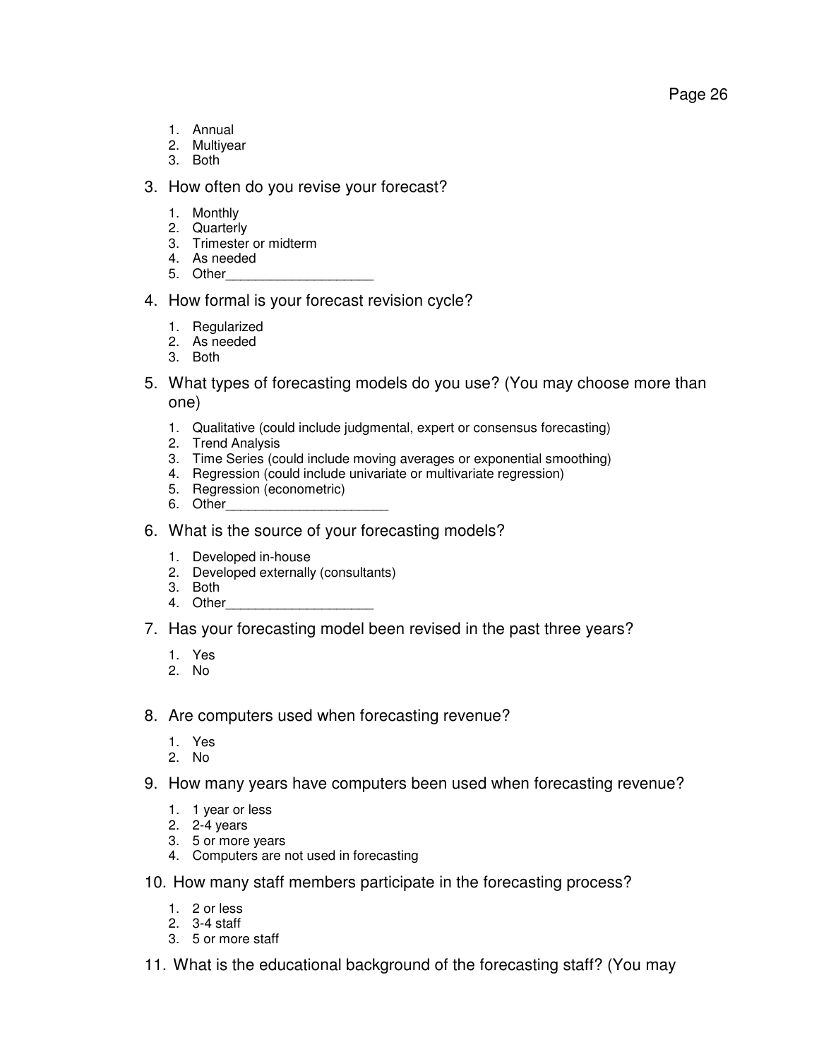1. Annual
2. Multiyear
3. Both

3. How often do you revise your forecast?

   1. Monthly
   2. Quarterly
   3. Trimester or midterm
   4. As needed
   5. Other___________________

4. How formal is your forecast revision cycle?

   1. Regularized
   2. As needed
   3. Both

5. What types of forecasting models do you use? (You may choose more than one)

   1. Qualitative (could include judgmental, expert or consensus forecasting)
   2. Trend Analysis
   3. Time Series (could include moving averages or exponential smoothing)
   4. Regression (could include univariate or multivariate regression)
   5. Regression (econometric)
   6. Other_____________________

6. What is the source of your forecasting models?

   1. Developed in-house
   2. Developed externally (consultants)
   3. Both
   4. Other___________________

7. Has your forecasting model been revised in the past three years?

   1. Yes
   2. No

8. Are computers used when forecasting revenue?

   1. Yes
   2. No

9. How many years have computers been used when forecasting revenue?

   1. 1 year or less
   2. 2-4 years
   3. 5 or more years
   4. Computers are not used in forecasting

10. How many staff members participate in the forecasting process?

    1. 2 or less
    2. 3-4 staff
    3. 5 or more staff

11. What is the educational background of the forecasting staff? (You may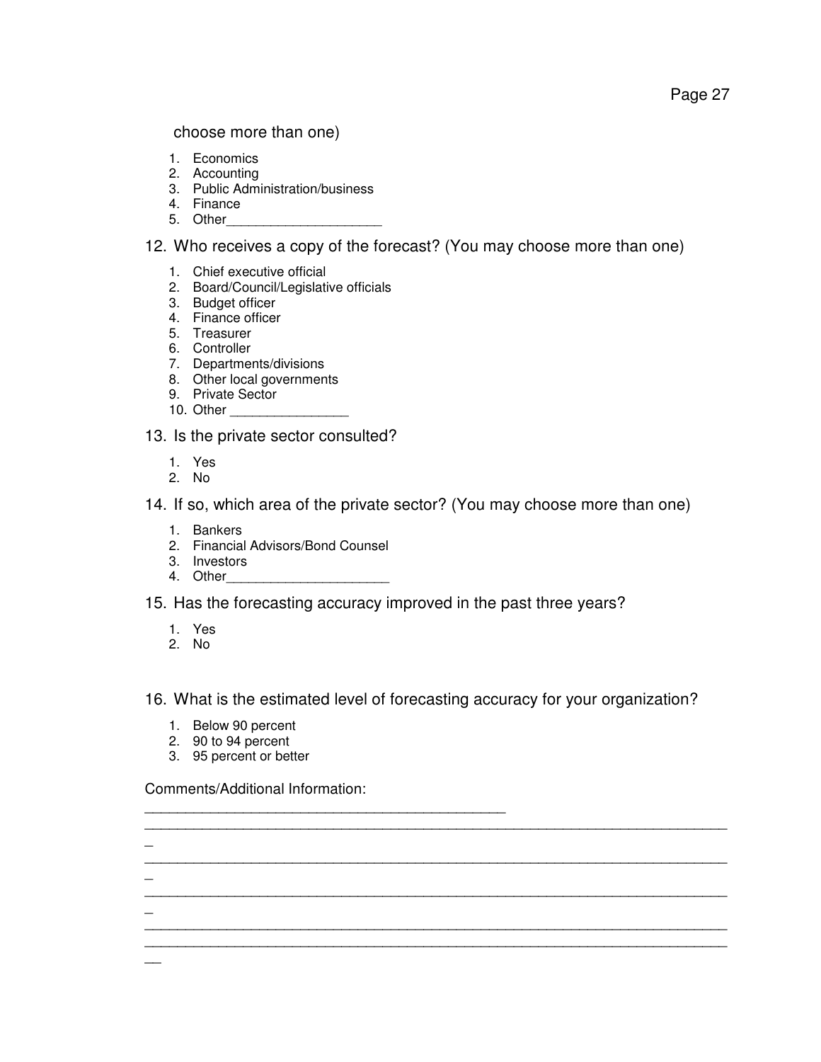choose more than one)

1. Economics
2. Accounting
3. Public Administration/business
4. Finance
5. Other____________________

12. Who receives a copy of the forecast? (You may choose more than one)

    1. Chief executive official
    2. Board/Council/Legislative officials
    3. Budget officer
    4. Finance officer
    5. Treasurer
    6. Controller
    7. Departments/divisions
    8. Other local governments
    9. Private Sector
    10. Other _______________

13. Is the private sector consulted?

    1. Yes
    2. No

14. If so, which area of the private sector? (You may choose more than one)

    1. Bankers
    2. Financial Advisors/Bond Counsel
    3. Investors
    4. Other_____________________

15. Has the forecasting accuracy improved in the past three years?

    1. Yes
    2. No

16. What is the estimated level of forecasting accuracy for your organization?

    1. Below 90 percent
    2. 90 to 94 percent
    3. 95 percent or better

Comments/Additional Information:

______________________________________________

______________________________________________________________________________

______________________________________________________________________________

______________________________________________________________________________

______________________________________________________________________________

______________________________________________________________________________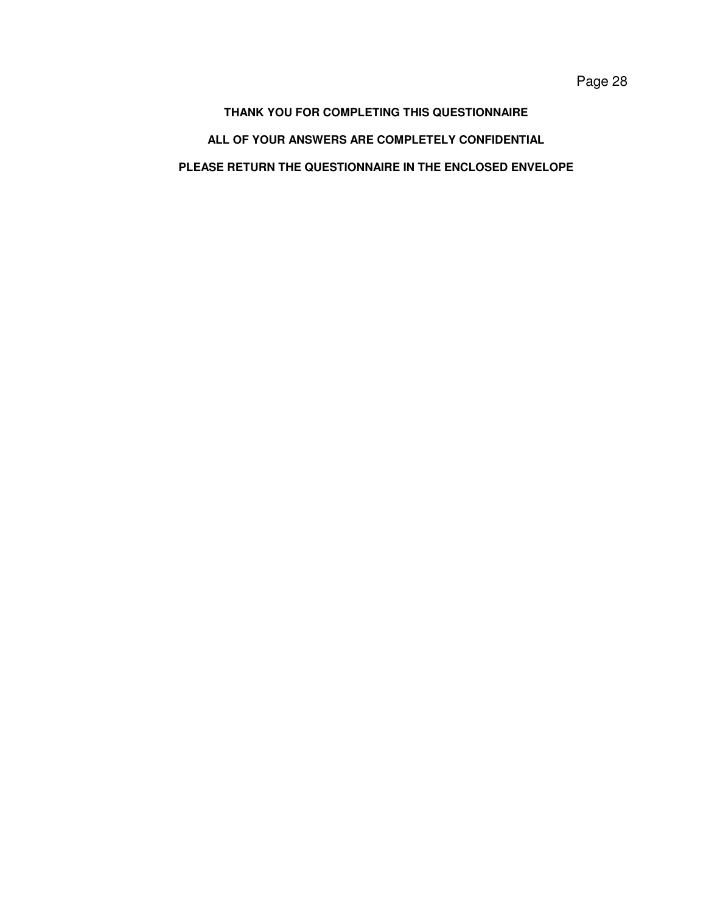**THANK YOU FOR COMPLETING THIS QUESTIONNAIRE**

**ALL OF YOUR ANSWERS ARE COMPLETELY CONFIDENTIAL**

**PLEASE RETURN THE QUESTIONNAIRE IN THE ENCLOSED ENVELOPE**